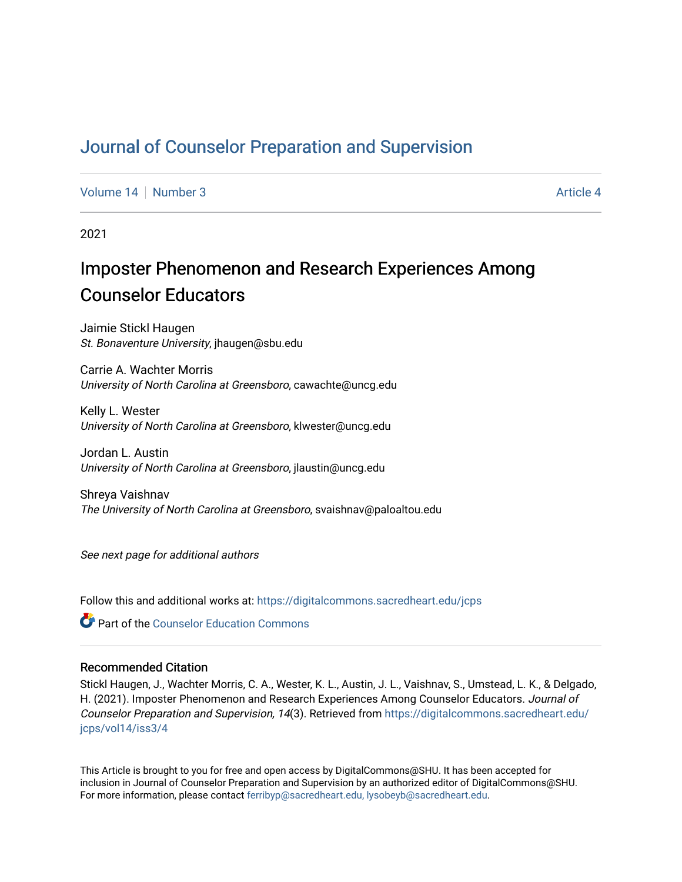# Journal of Counselor Preparation and Supervision

Volume 14 | Number 3 | Article 4

2021

## Imposter Phenomenon and Research Experiences Among Counselor Educators

Jaimie Stickl Haugen
*St. Bonaventure University*, jhaugen@sbu.edu

Carrie A. Wachter Morris
*University of North Carolina at Greensboro*, cawachte@uncg.edu

Kelly L. Wester
*University of North Carolina at Greensboro*, klwester@uncg.edu

Jordan L. Austin
*University of North Carolina at Greensboro*, jlaustin@uncg.edu

Shreya Vaishnav
*The University of North Carolina at Greensboro*, svaishnav@paloaltou.edu

*See next page for additional authors*

Follow this and additional works at: https://digitalcommons.sacredheart.edu/jcps

Part of the Counselor Education Commons

### Recommended Citation

Stickl Haugen, J., Wachter Morris, C. A., Wester, K. L., Austin, J. L., Vaishnav, S., Umstead, L. K., & Delgado, H. (2021). Imposter Phenomenon and Research Experiences Among Counselor Educators. *Journal of Counselor Preparation and Supervision, 14*(3). Retrieved from https://digitalcommons.sacredheart.edu/jcps/vol14/iss3/4

This Article is brought to you for free and open access by DigitalCommons@SHU. It has been accepted for inclusion in Journal of Counselor Preparation and Supervision by an authorized editor of DigitalCommons@SHU. For more information, please contact ferribyp@sacredheart.edu, lysobeyb@sacredheart.edu.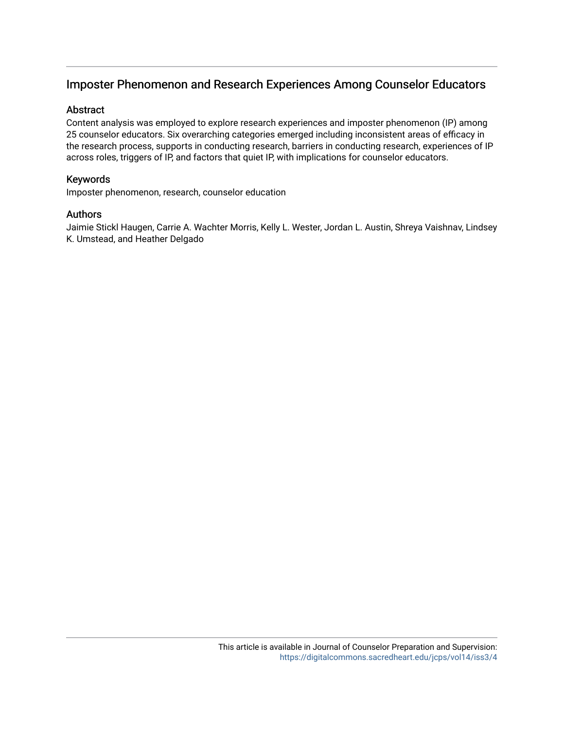# Imposter Phenomenon and Research Experiences Among Counselor Educators

## Abstract

Content analysis was employed to explore research experiences and imposter phenomenon (IP) among 25 counselor educators. Six overarching categories emerged including inconsistent areas of efficacy in the research process, supports in conducting research, barriers in conducting research, experiences of IP across roles, triggers of IP, and factors that quiet IP, with implications for counselor educators.

## Keywords

Imposter phenomenon, research, counselor education

## Authors

Jaimie Stickl Haugen, Carrie A. Wachter Morris, Kelly L. Wester, Jordan L. Austin, Shreya Vaishnav, Lindsey K. Umstead, and Heather Delgado

This article is available in Journal of Counselor Preparation and Supervision: https://digitalcommons.sacredheart.edu/jcps/vol14/iss3/4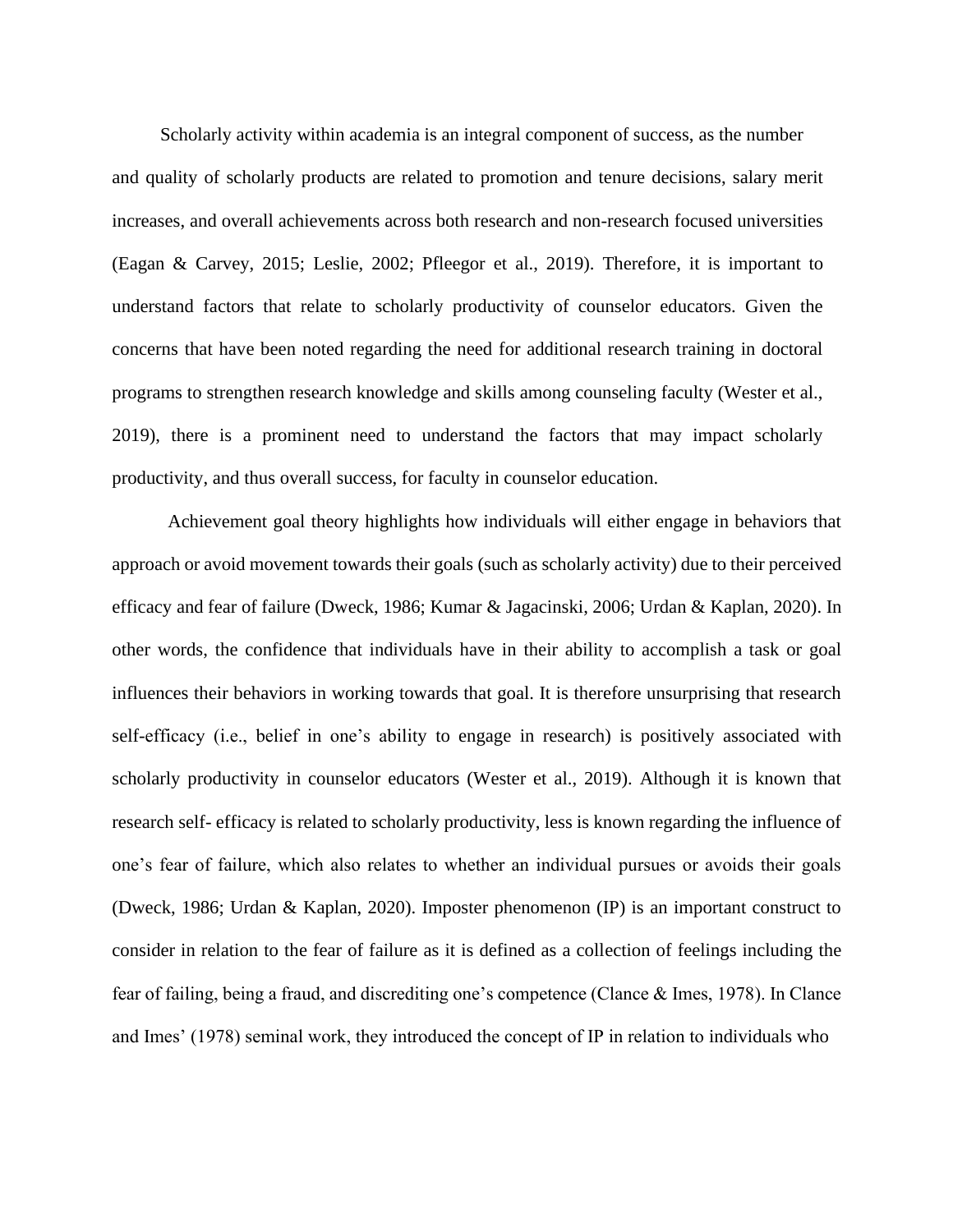Scholarly activity within academia is an integral component of success, as the number and quality of scholarly products are related to promotion and tenure decisions, salary merit increases, and overall achievements across both research and non-research focused universities (Eagan & Carvey, 2015; Leslie, 2002; Pfleegor et al., 2019). Therefore, it is important to understand factors that relate to scholarly productivity of counselor educators. Given the concerns that have been noted regarding the need for additional research training in doctoral programs to strengthen research knowledge and skills among counseling faculty (Wester et al., 2019), there is a prominent need to understand the factors that may impact scholarly productivity, and thus overall success, for faculty in counselor education.

Achievement goal theory highlights how individuals will either engage in behaviors that approach or avoid movement towards their goals (such as scholarly activity) due to their perceived efficacy and fear of failure (Dweck, 1986; Kumar & Jagacinski, 2006; Urdan & Kaplan, 2020). In other words, the confidence that individuals have in their ability to accomplish a task or goal influences their behaviors in working towards that goal. It is therefore unsurprising that research self-efficacy (i.e., belief in one's ability to engage in research) is positively associated with scholarly productivity in counselor educators (Wester et al., 2019). Although it is known that research self- efficacy is related to scholarly productivity, less is known regarding the influence of one's fear of failure, which also relates to whether an individual pursues or avoids their goals (Dweck, 1986; Urdan & Kaplan, 2020). Imposter phenomenon (IP) is an important construct to consider in relation to the fear of failure as it is defined as a collection of feelings including the fear of failing, being a fraud, and discrediting one's competence (Clance & Imes, 1978). In Clance and Imes' (1978) seminal work, they introduced the concept of IP in relation to individuals who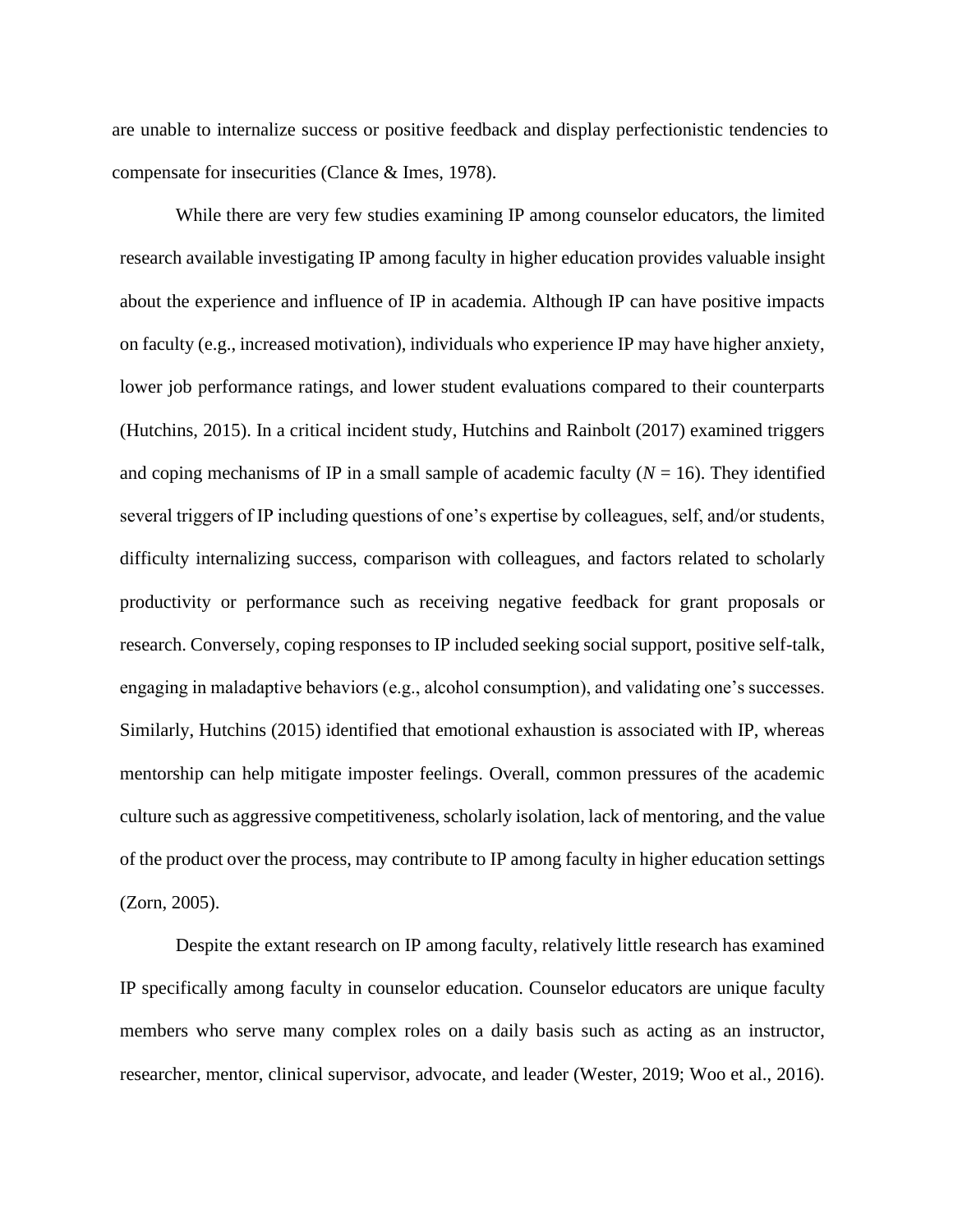are unable to internalize success or positive feedback and display perfectionistic tendencies to compensate for insecurities (Clance & Imes, 1978).

While there are very few studies examining IP among counselor educators, the limited research available investigating IP among faculty in higher education provides valuable insight about the experience and influence of IP in academia. Although IP can have positive impacts on faculty (e.g., increased motivation), individuals who experience IP may have higher anxiety, lower job performance ratings, and lower student evaluations compared to their counterparts (Hutchins, 2015). In a critical incident study, Hutchins and Rainbolt (2017) examined triggers and coping mechanisms of IP in a small sample of academic faculty ($N$ = 16). They identified several triggers of IP including questions of one's expertise by colleagues, self, and/or students, difficulty internalizing success, comparison with colleagues, and factors related to scholarly productivity or performance such as receiving negative feedback for grant proposals or research. Conversely, coping responses to IP included seeking social support, positive self-talk, engaging in maladaptive behaviors (e.g., alcohol consumption), and validating one's successes. Similarly, Hutchins (2015) identified that emotional exhaustion is associated with IP, whereas mentorship can help mitigate imposter feelings. Overall, common pressures of the academic culture such as aggressive competitiveness, scholarly isolation, lack of mentoring, and the value of the product over the process, may contribute to IP among faculty in higher education settings (Zorn, 2005).

Despite the extant research on IP among faculty, relatively little research has examined IP specifically among faculty in counselor education. Counselor educators are unique faculty members who serve many complex roles on a daily basis such as acting as an instructor, researcher, mentor, clinical supervisor, advocate, and leader (Wester, 2019; Woo et al., 2016).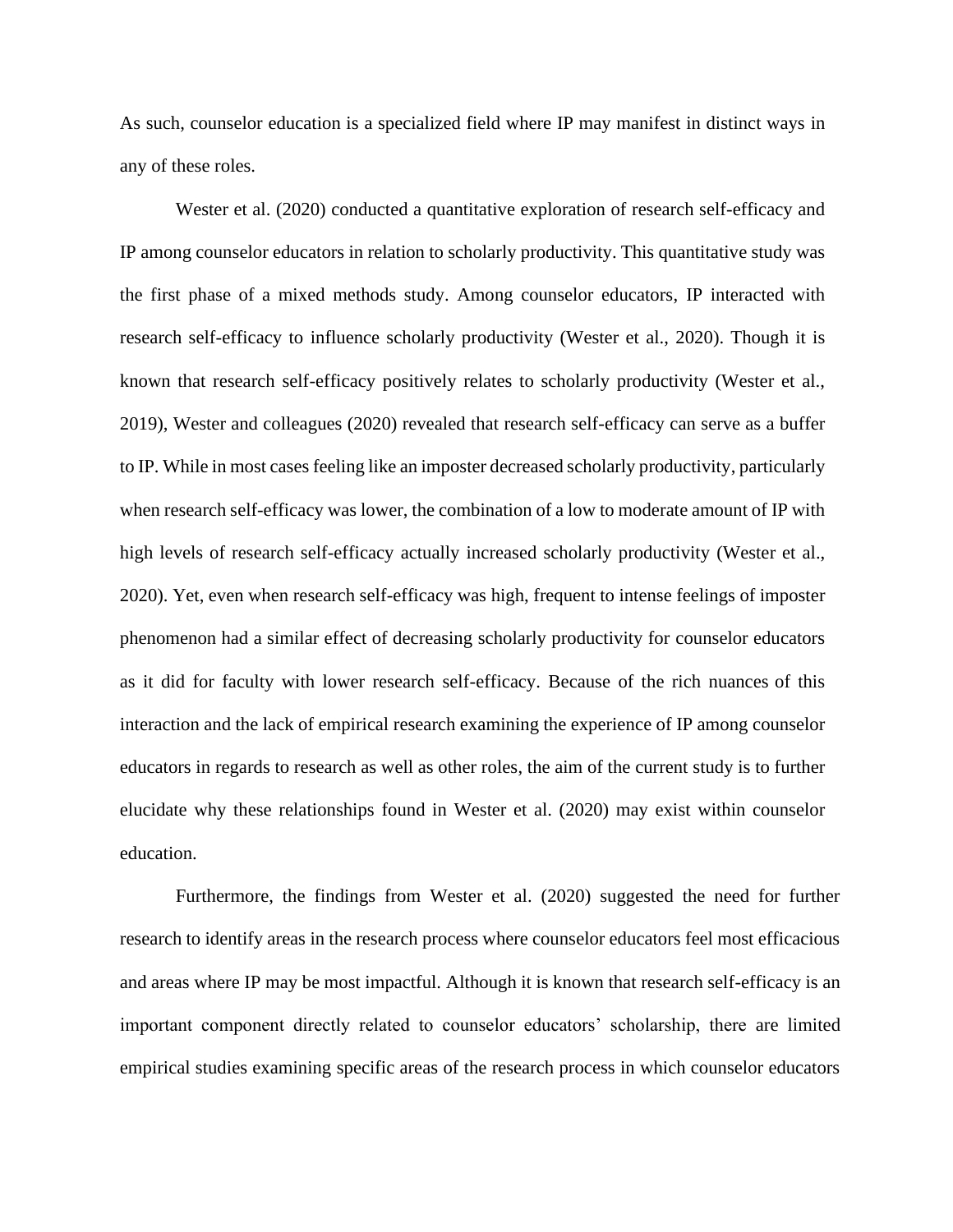As such, counselor education is a specialized field where IP may manifest in distinct ways in any of these roles.

Wester et al. (2020) conducted a quantitative exploration of research self-efficacy and IP among counselor educators in relation to scholarly productivity. This quantitative study was the first phase of a mixed methods study. Among counselor educators, IP interacted with research self-efficacy to influence scholarly productivity (Wester et al., 2020). Though it is known that research self-efficacy positively relates to scholarly productivity (Wester et al., 2019), Wester and colleagues (2020) revealed that research self-efficacy can serve as a buffer to IP. While in most cases feeling like an imposter decreased scholarly productivity, particularly when research self-efficacy was lower, the combination of a low to moderate amount of IP with high levels of research self-efficacy actually increased scholarly productivity (Wester et al., 2020). Yet, even when research self-efficacy was high, frequent to intense feelings of imposter phenomenon had a similar effect of decreasing scholarly productivity for counselor educators as it did for faculty with lower research self-efficacy. Because of the rich nuances of this interaction and the lack of empirical research examining the experience of IP among counselor educators in regards to research as well as other roles, the aim of the current study is to further elucidate why these relationships found in Wester et al. (2020) may exist within counselor education.

Furthermore, the findings from Wester et al. (2020) suggested the need for further research to identify areas in the research process where counselor educators feel most efficacious and areas where IP may be most impactful. Although it is known that research self-efficacy is an important component directly related to counselor educators' scholarship, there are limited empirical studies examining specific areas of the research process in which counselor educators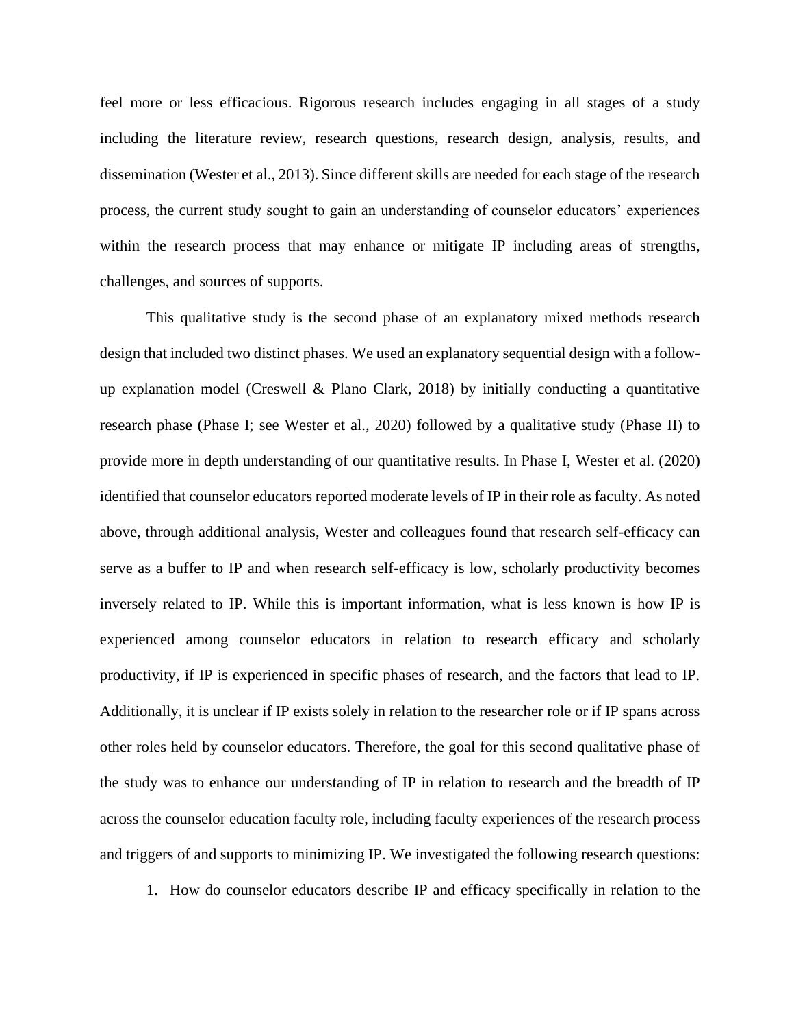feel more or less efficacious. Rigorous research includes engaging in all stages of a study including the literature review, research questions, research design, analysis, results, and dissemination (Wester et al., 2013). Since different skills are needed for each stage of the research process, the current study sought to gain an understanding of counselor educators' experiences within the research process that may enhance or mitigate IP including areas of strengths, challenges, and sources of supports.

This qualitative study is the second phase of an explanatory mixed methods research design that included two distinct phases. We used an explanatory sequential design with a follow-up explanation model (Creswell & Plano Clark, 2018) by initially conducting a quantitative research phase (Phase I; see Wester et al., 2020) followed by a qualitative study (Phase II) to provide more in depth understanding of our quantitative results. In Phase I, Wester et al. (2020) identified that counselor educators reported moderate levels of IP in their role as faculty. As noted above, through additional analysis, Wester and colleagues found that research self-efficacy can serve as a buffer to IP and when research self-efficacy is low, scholarly productivity becomes inversely related to IP. While this is important information, what is less known is how IP is experienced among counselor educators in relation to research efficacy and scholarly productivity, if IP is experienced in specific phases of research, and the factors that lead to IP. Additionally, it is unclear if IP exists solely in relation to the researcher role or if IP spans across other roles held by counselor educators. Therefore, the goal for this second qualitative phase of the study was to enhance our understanding of IP in relation to research and the breadth of IP across the counselor education faculty role, including faculty experiences of the research process and triggers of and supports to minimizing IP. We investigated the following research questions:

1. How do counselor educators describe IP and efficacy specifically in relation to the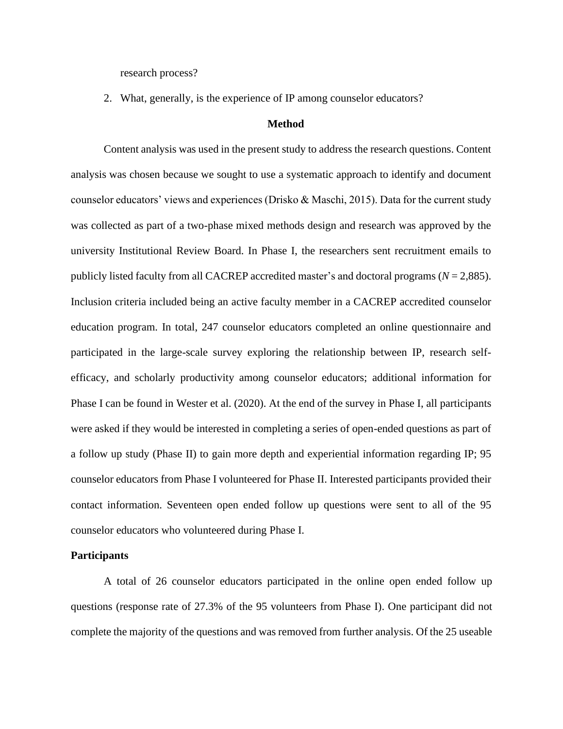research process?

2. What, generally, is the experience of IP among counselor educators?

## Method

Content analysis was used in the present study to address the research questions. Content analysis was chosen because we sought to use a systematic approach to identify and document counselor educators' views and experiences (Drisko & Maschi, 2015). Data for the current study was collected as part of a two-phase mixed methods design and research was approved by the university Institutional Review Board. In Phase I, the researchers sent recruitment emails to publicly listed faculty from all CACREP accredited master's and doctoral programs ($N = 2{,}885$). Inclusion criteria included being an active faculty member in a CACREP accredited counselor education program. In total, 247 counselor educators completed an online questionnaire and participated in the large-scale survey exploring the relationship between IP, research self-efficacy, and scholarly productivity among counselor educators; additional information for Phase I can be found in Wester et al. (2020). At the end of the survey in Phase I, all participants were asked if they would be interested in completing a series of open-ended questions as part of a follow up study (Phase II) to gain more depth and experiential information regarding IP; 95 counselor educators from Phase I volunteered for Phase II. Interested participants provided their contact information. Seventeen open ended follow up questions were sent to all of the 95 counselor educators who volunteered during Phase I.

### Participants

A total of 26 counselor educators participated in the online open ended follow up questions (response rate of 27.3% of the 95 volunteers from Phase I). One participant did not complete the majority of the questions and was removed from further analysis. Of the 25 useable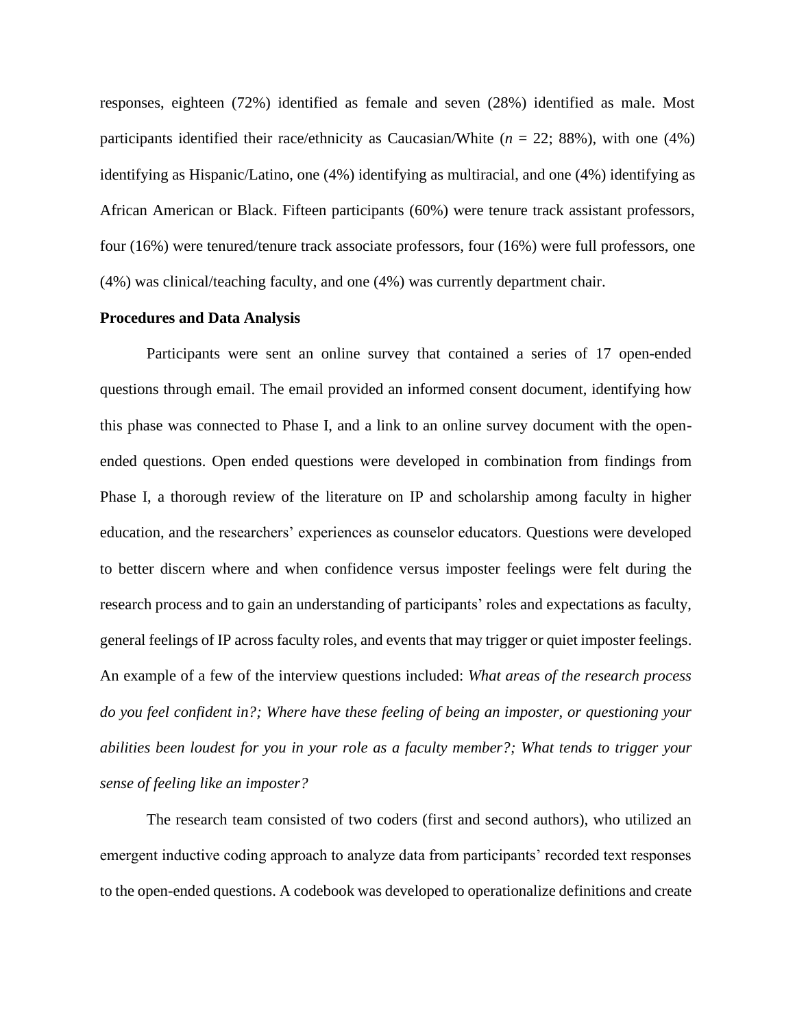responses, eighteen (72%) identified as female and seven (28%) identified as male. Most participants identified their race/ethnicity as Caucasian/White ($n$ = 22; 88%), with one (4%) identifying as Hispanic/Latino, one (4%) identifying as multiracial, and one (4%) identifying as African American or Black. Fifteen participants (60%) were tenure track assistant professors, four (16%) were tenured/tenure track associate professors, four (16%) were full professors, one (4%) was clinical/teaching faculty, and one (4%) was currently department chair.

**Procedures and Data Analysis**

Participants were sent an online survey that contained a series of 17 open-ended questions through email. The email provided an informed consent document, identifying how this phase was connected to Phase I, and a link to an online survey document with the open-ended questions. Open ended questions were developed in combination from findings from Phase I, a thorough review of the literature on IP and scholarship among faculty in higher education, and the researchers' experiences as counselor educators. Questions were developed to better discern where and when confidence versus imposter feelings were felt during the research process and to gain an understanding of participants' roles and expectations as faculty, general feelings of IP across faculty roles, and events that may trigger or quiet imposter feelings. An example of a few of the interview questions included: *What areas of the research process do you feel confident in?; Where have these feeling of being an imposter, or questioning your abilities been loudest for you in your role as a faculty member?; What tends to trigger your sense of feeling like an imposter?*

The research team consisted of two coders (first and second authors), who utilized an emergent inductive coding approach to analyze data from participants' recorded text responses to the open-ended questions. A codebook was developed to operationalize definitions and create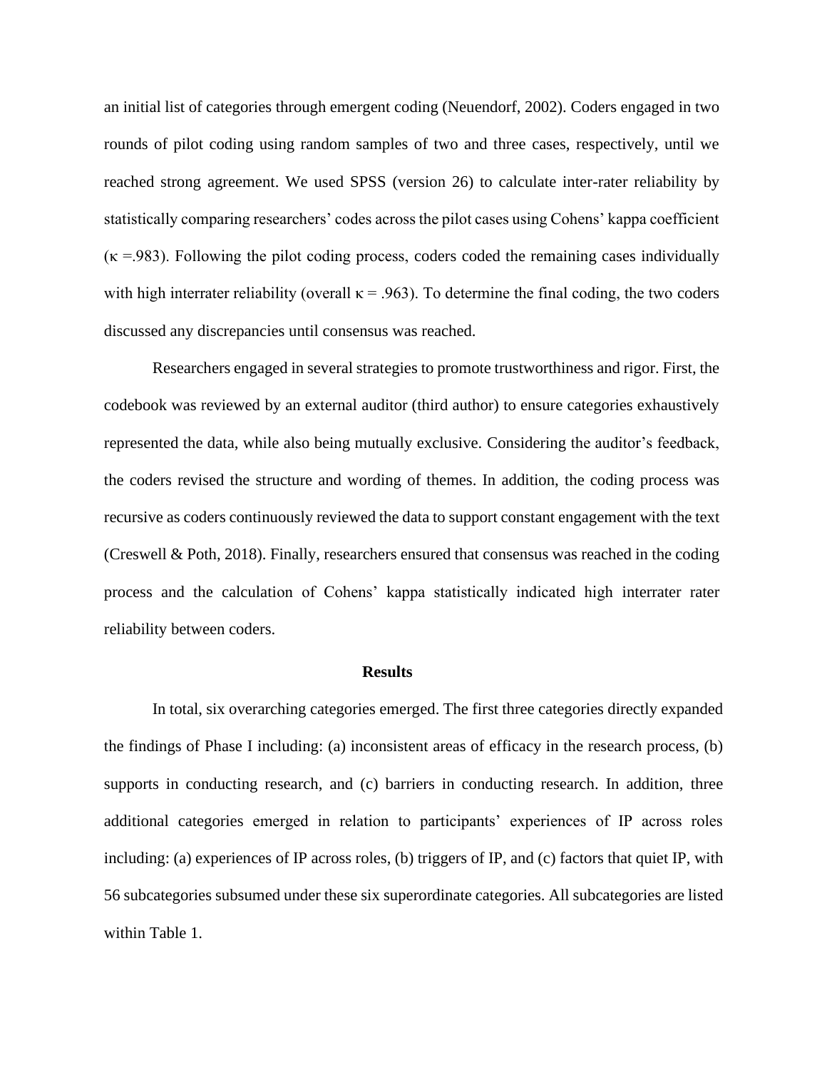an initial list of categories through emergent coding (Neuendorf, 2002). Coders engaged in two rounds of pilot coding using random samples of two and three cases, respectively, until we reached strong agreement. We used SPSS (version 26) to calculate inter-rater reliability by statistically comparing researchers' codes across the pilot cases using Cohens' kappa coefficient ($\kappa$ =.983). Following the pilot coding process, coders coded the remaining cases individually with high interrater reliability (overall $\kappa$ = .963). To determine the final coding, the two coders discussed any discrepancies until consensus was reached.

Researchers engaged in several strategies to promote trustworthiness and rigor. First, the codebook was reviewed by an external auditor (third author) to ensure categories exhaustively represented the data, while also being mutually exclusive. Considering the auditor's feedback, the coders revised the structure and wording of themes. In addition, the coding process was recursive as coders continuously reviewed the data to support constant engagement with the text (Creswell & Poth, 2018). Finally, researchers ensured that consensus was reached in the coding process and the calculation of Cohens' kappa statistically indicated high interrater rater reliability between coders.

## Results

In total, six overarching categories emerged. The first three categories directly expanded the findings of Phase I including: (a) inconsistent areas of efficacy in the research process, (b) supports in conducting research, and (c) barriers in conducting research. In addition, three additional categories emerged in relation to participants' experiences of IP across roles including: (a) experiences of IP across roles, (b) triggers of IP, and (c) factors that quiet IP, with 56 subcategories subsumed under these six superordinate categories. All subcategories are listed within Table 1.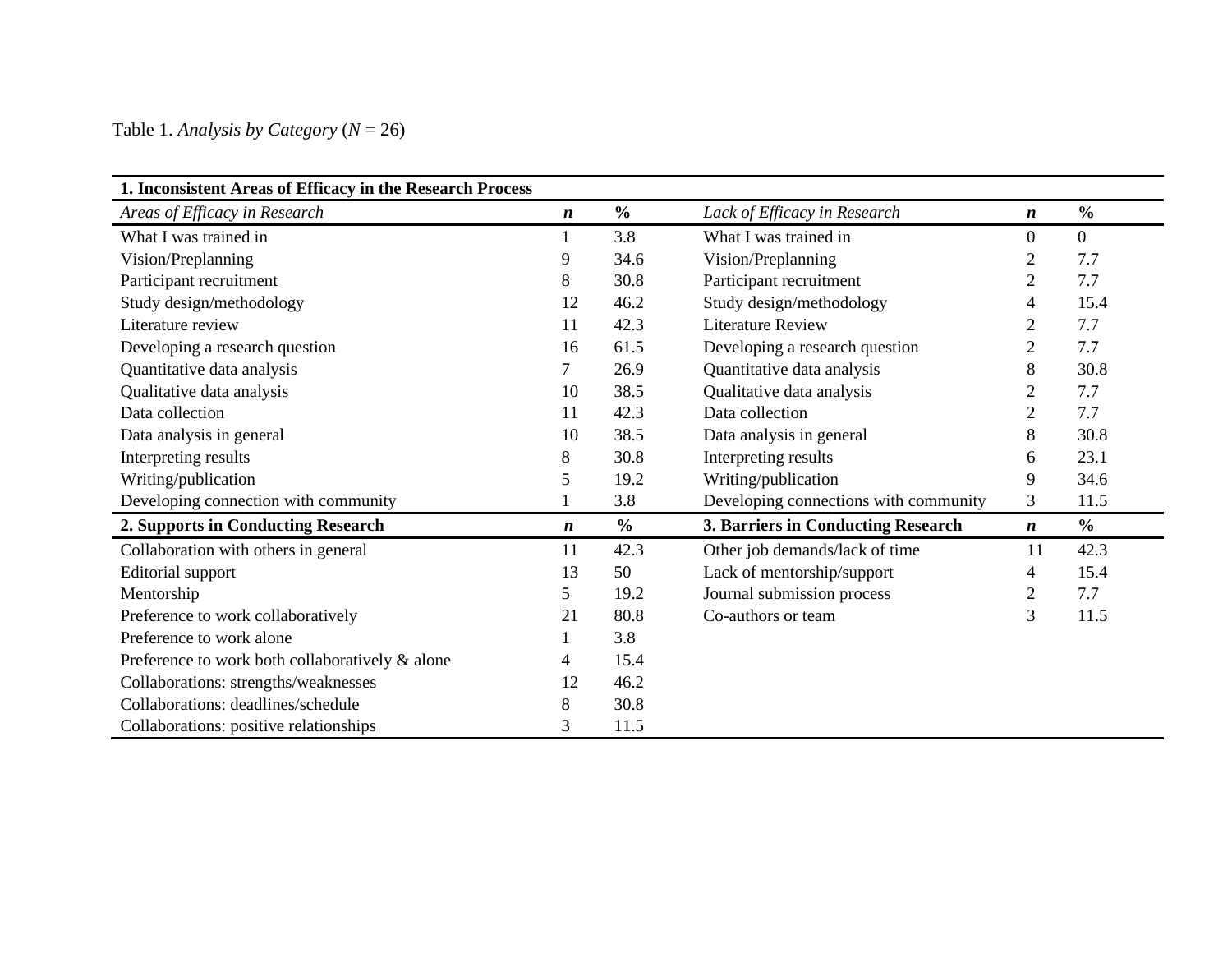Table 1. *Analysis by Category* (*N* = 26)

| **1. Inconsistent Areas of Efficacy in the Research Process** | | | | | |
|---|---|---|---|---|---|
| *Areas of Efficacy in Research* | ***n*** | **%** | *Lack of Efficacy in Research* | ***n*** | **%** |
| What I was trained in | 1 | 3.8 | What I was trained in | 0 | 0 |
| Vision/Preplanning | 9 | 34.6 | Vision/Preplanning | 2 | 7.7 |
| Participant recruitment | 8 | 30.8 | Participant recruitment | 2 | 7.7 |
| Study design/methodology | 12 | 46.2 | Study design/methodology | 4 | 15.4 |
| Literature review | 11 | 42.3 | Literature Review | 2 | 7.7 |
| Developing a research question | 16 | 61.5 | Developing a research question | 2 | 7.7 |
| Quantitative data analysis | 7 | 26.9 | Quantitative data analysis | 8 | 30.8 |
| Qualitative data analysis | 10 | 38.5 | Qualitative data analysis | 2 | 7.7 |
| Data collection | 11 | 42.3 | Data collection | 2 | 7.7 |
| Data analysis in general | 10 | 38.5 | Data analysis in general | 8 | 30.8 |
| Interpreting results | 8 | 30.8 | Interpreting results | 6 | 23.1 |
| Writing/publication | 5 | 19.2 | Writing/publication | 9 | 34.6 |
| Developing connection with community | 1 | 3.8 | Developing connections with community | 3 | 11.5 |
| **2. Supports in Conducting Research** | ***n*** | **%** | **3. Barriers in Conducting Research** | ***n*** | **%** |
| Collaboration with others in general | 11 | 42.3 | Other job demands/lack of time | 11 | 42.3 |
| Editorial support | 13 | 50 | Lack of mentorship/support | 4 | 15.4 |
| Mentorship | 5 | 19.2 | Journal submission process | 2 | 7.7 |
| Preference to work collaboratively | 21 | 80.8 | Co-authors or team | 3 | 11.5 |
| Preference to work alone | 1 | 3.8 | | | |
| Preference to work both collaboratively & alone | 4 | 15.4 | | | |
| Collaborations: strengths/weaknesses | 12 | 46.2 | | | |
| Collaborations: deadlines/schedule | 8 | 30.8 | | | |
| Collaborations: positive relationships | 3 | 11.5 | | | |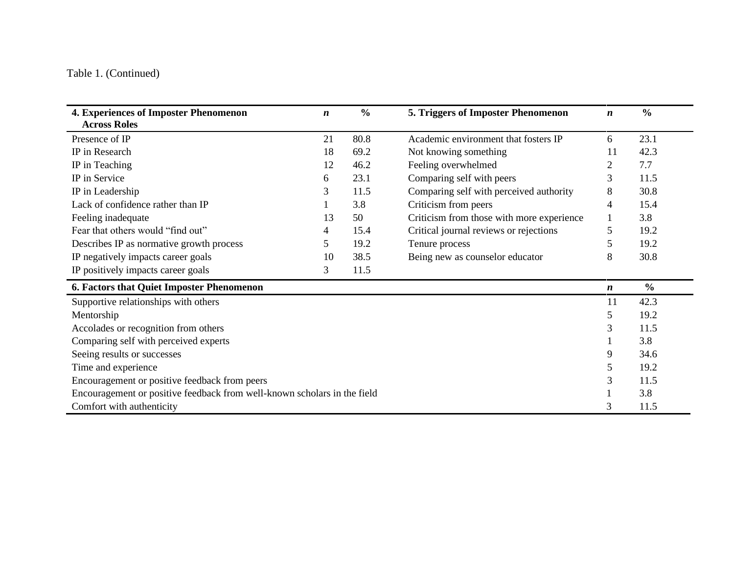Table 1. (Continued)

| 4. Experiences of Imposter Phenomenon Across Roles | *n* | % | 5. Triggers of Imposter Phenomenon | *n* | % |
|---|---|---|---|---|---|
| Presence of IP | 21 | 80.8 | Academic environment that fosters IP | 6 | 23.1 |
| IP in Research | 18 | 69.2 | Not knowing something | 11 | 42.3 |
| IP in Teaching | 12 | 46.2 | Feeling overwhelmed | 2 | 7.7 |
| IP in Service | 6 | 23.1 | Comparing self with peers | 3 | 11.5 |
| IP in Leadership | 3 | 11.5 | Comparing self with perceived authority | 8 | 30.8 |
| Lack of confidence rather than IP | 1 | 3.8 | Criticism from peers | 4 | 15.4 |
| Feeling inadequate | 13 | 50 | Criticism from those with more experience | 1 | 3.8 |
| Fear that others would "find out" | 4 | 15.4 | Critical journal reviews or rejections | 5 | 19.2 |
| Describes IP as normative growth process | 5 | 19.2 | Tenure process | 5 | 19.2 |
| IP negatively impacts career goals | 10 | 38.5 | Being new as counselor educator | 8 | 30.8 |
| IP positively impacts career goals | 3 | 11.5 | | | |

| 6. Factors that Quiet Imposter Phenomenon | *n* | % |
|---|---|---|
| Supportive relationships with others | 11 | 42.3 |
| Mentorship | 5 | 19.2 |
| Accolades or recognition from others | 3 | 11.5 |
| Comparing self with perceived experts | 1 | 3.8 |
| Seeing results or successes | 9 | 34.6 |
| Time and experience | 5 | 19.2 |
| Encouragement or positive feedback from peers | 3 | 11.5 |
| Encouragement or positive feedback from well-known scholars in the field | 1 | 3.8 |
| Comfort with authenticity | 3 | 11.5 |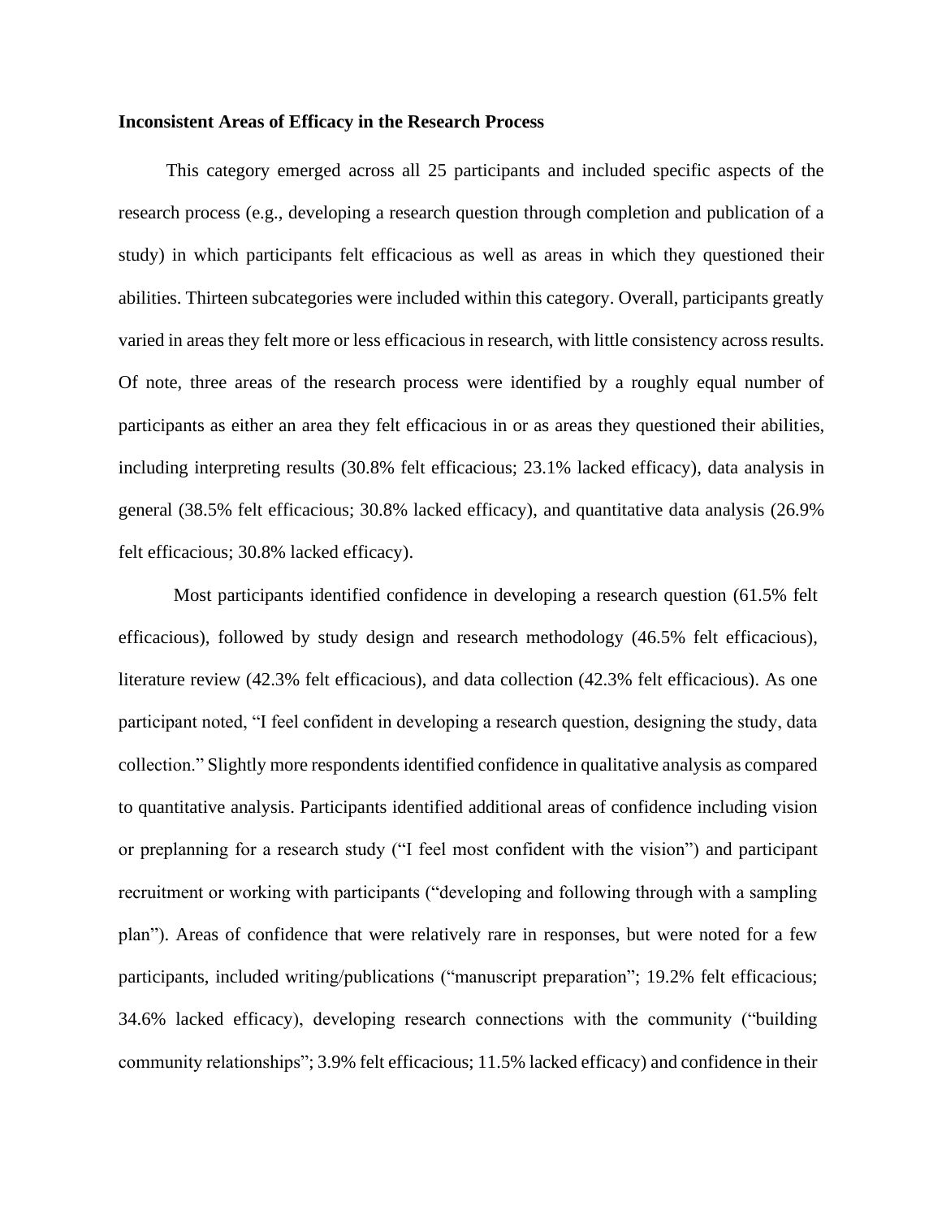**Inconsistent Areas of Efficacy in the Research Process**

This category emerged across all 25 participants and included specific aspects of the research process (e.g., developing a research question through completion and publication of a study) in which participants felt efficacious as well as areas in which they questioned their abilities. Thirteen subcategories were included within this category. Overall, participants greatly varied in areas they felt more or less efficacious in research, with little consistency across results. Of note, three areas of the research process were identified by a roughly equal number of participants as either an area they felt efficacious in or as areas they questioned their abilities, including interpreting results (30.8% felt efficacious; 23.1% lacked efficacy), data analysis in general (38.5% felt efficacious; 30.8% lacked efficacy), and quantitative data analysis (26.9% felt efficacious; 30.8% lacked efficacy).

Most participants identified confidence in developing a research question (61.5% felt efficacious), followed by study design and research methodology (46.5% felt efficacious), literature review (42.3% felt efficacious), and data collection (42.3% felt efficacious). As one participant noted, "I feel confident in developing a research question, designing the study, data collection." Slightly more respondents identified confidence in qualitative analysis as compared to quantitative analysis. Participants identified additional areas of confidence including vision or preplanning for a research study ("I feel most confident with the vision") and participant recruitment or working with participants ("developing and following through with a sampling plan"). Areas of confidence that were relatively rare in responses, but were noted for a few participants, included writing/publications ("manuscript preparation"; 19.2% felt efficacious; 34.6% lacked efficacy), developing research connections with the community ("building community relationships"; 3.9% felt efficacious; 11.5% lacked efficacy) and confidence in their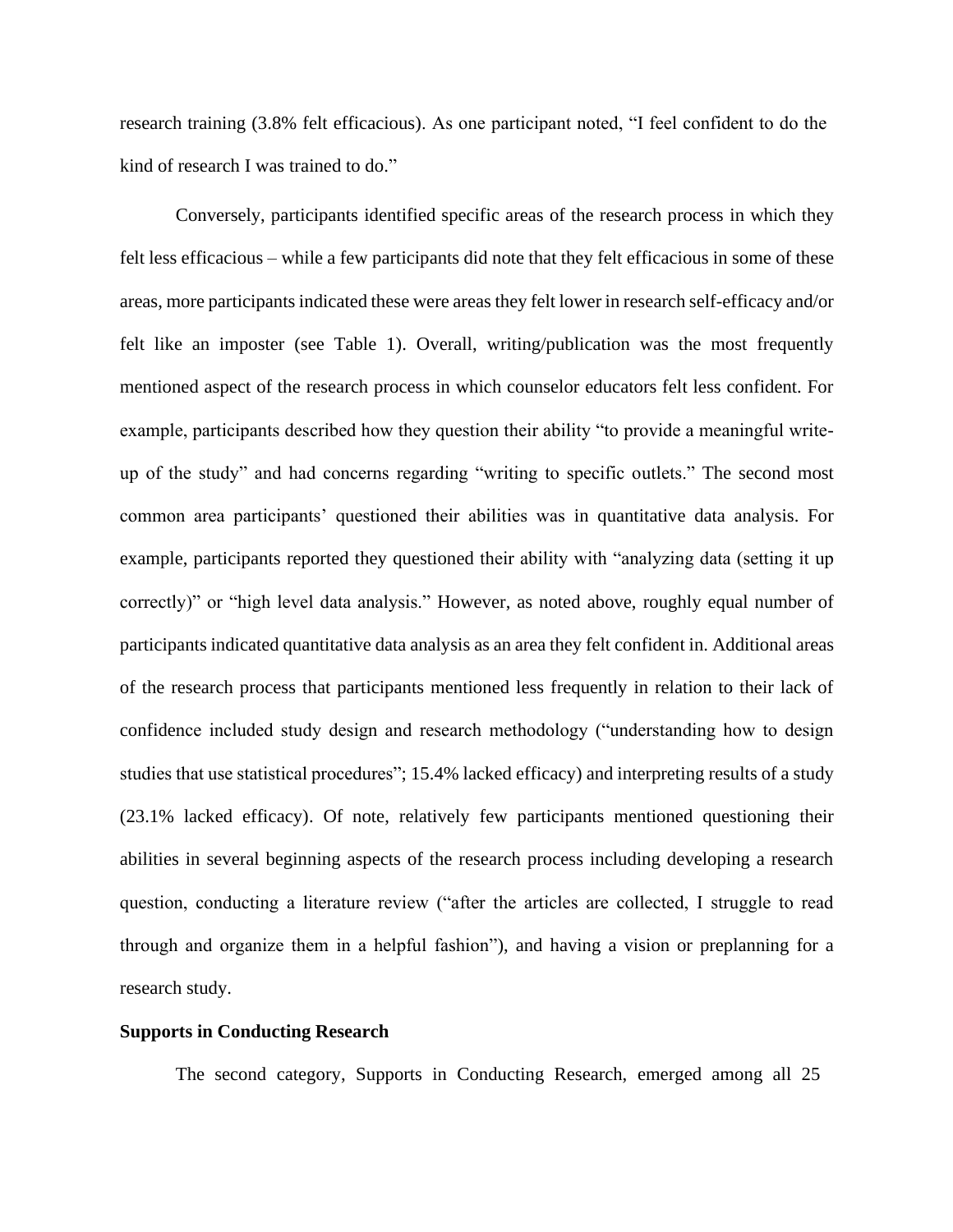research training (3.8% felt efficacious). As one participant noted, "I feel confident to do the kind of research I was trained to do."

Conversely, participants identified specific areas of the research process in which they felt less efficacious – while a few participants did note that they felt efficacious in some of these areas, more participants indicated these were areas they felt lower in research self-efficacy and/or felt like an imposter (see Table 1). Overall, writing/publication was the most frequently mentioned aspect of the research process in which counselor educators felt less confident. For example, participants described how they question their ability "to provide a meaningful write-up of the study" and had concerns regarding "writing to specific outlets." The second most common area participants' questioned their abilities was in quantitative data analysis. For example, participants reported they questioned their ability with "analyzing data (setting it up correctly)" or "high level data analysis." However, as noted above, roughly equal number of participants indicated quantitative data analysis as an area they felt confident in. Additional areas of the research process that participants mentioned less frequently in relation to their lack of confidence included study design and research methodology ("understanding how to design studies that use statistical procedures"; 15.4% lacked efficacy) and interpreting results of a study (23.1% lacked efficacy). Of note, relatively few participants mentioned questioning their abilities in several beginning aspects of the research process including developing a research question, conducting a literature review ("after the articles are collected, I struggle to read through and organize them in a helpful fashion"), and having a vision or preplanning for a research study.

**Supports in Conducting Research**

The second category, Supports in Conducting Research, emerged among all 25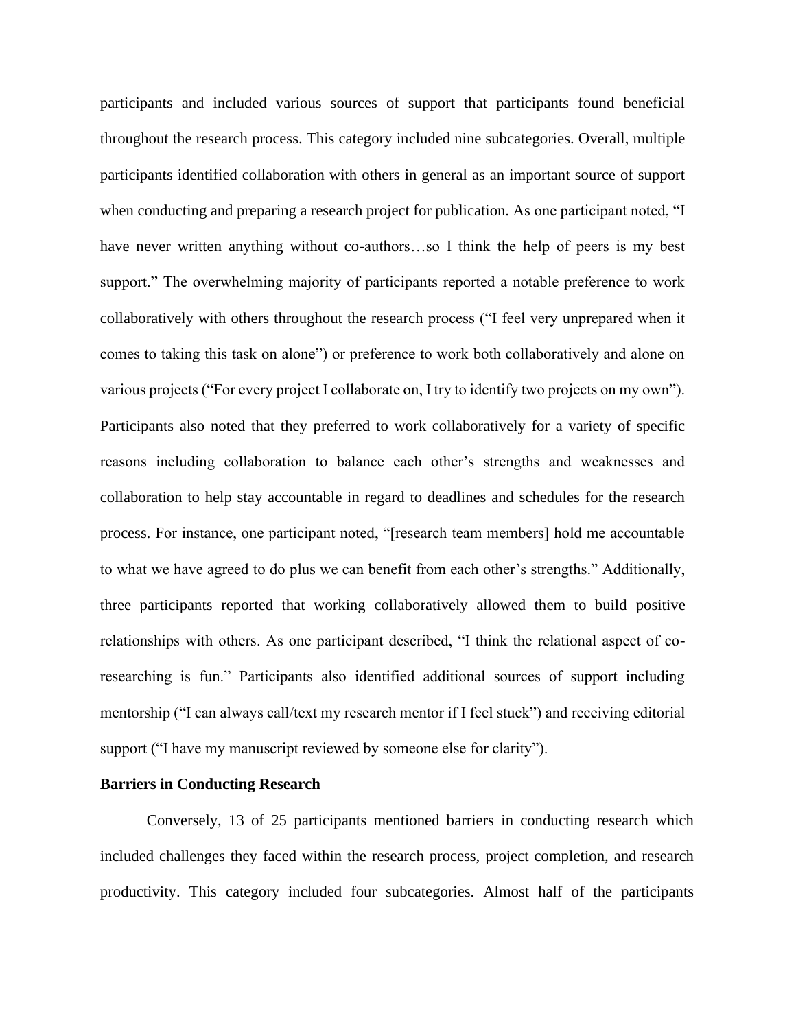participants and included various sources of support that participants found beneficial throughout the research process. This category included nine subcategories. Overall, multiple participants identified collaboration with others in general as an important source of support when conducting and preparing a research project for publication. As one participant noted, "I have never written anything without co-authors…so I think the help of peers is my best support." The overwhelming majority of participants reported a notable preference to work collaboratively with others throughout the research process ("I feel very unprepared when it comes to taking this task on alone") or preference to work both collaboratively and alone on various projects ("For every project I collaborate on, I try to identify two projects on my own"). Participants also noted that they preferred to work collaboratively for a variety of specific reasons including collaboration to balance each other's strengths and weaknesses and collaboration to help stay accountable in regard to deadlines and schedules for the research process. For instance, one participant noted, "[research team members] hold me accountable to what we have agreed to do plus we can benefit from each other's strengths." Additionally, three participants reported that working collaboratively allowed them to build positive relationships with others. As one participant described, "I think the relational aspect of co-researching is fun." Participants also identified additional sources of support including mentorship ("I can always call/text my research mentor if I feel stuck") and receiving editorial support ("I have my manuscript reviewed by someone else for clarity").

**Barriers in Conducting Research**

Conversely, 13 of 25 participants mentioned barriers in conducting research which included challenges they faced within the research process, project completion, and research productivity. This category included four subcategories. Almost half of the participants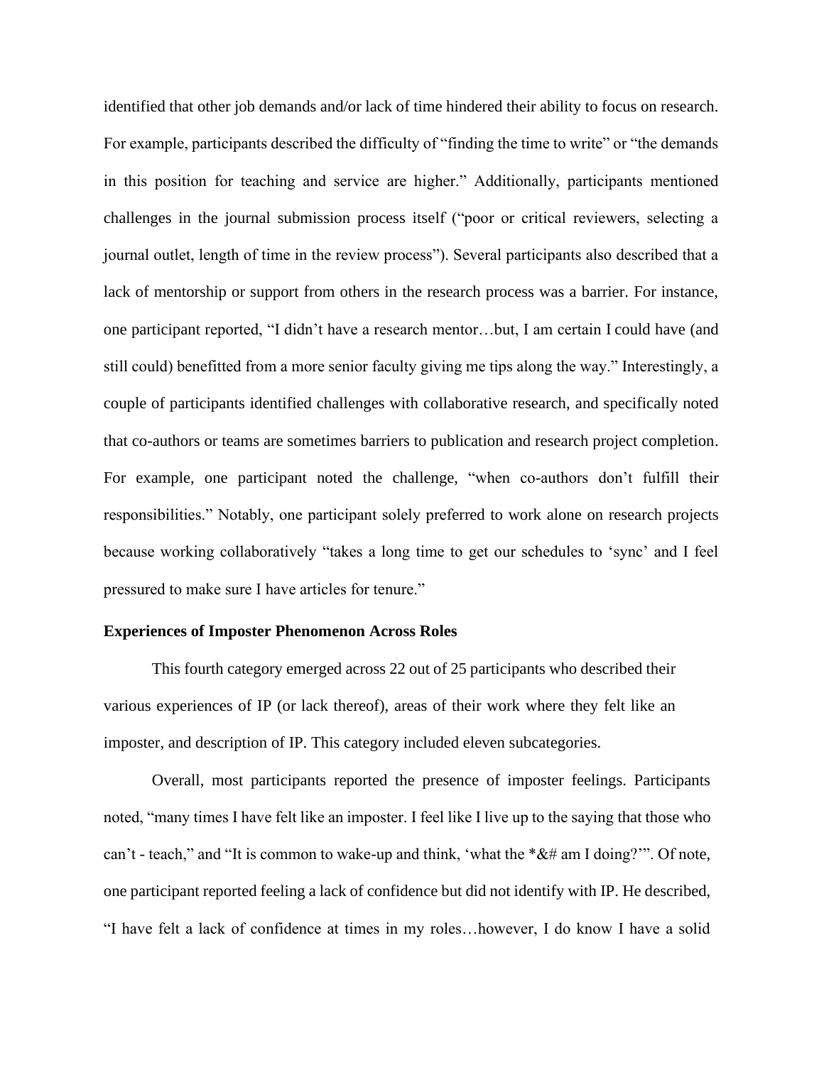identified that other job demands and/or lack of time hindered their ability to focus on research. For example, participants described the difficulty of "finding the time to write" or "the demands in this position for teaching and service are higher." Additionally, participants mentioned challenges in the journal submission process itself ("poor or critical reviewers, selecting a journal outlet, length of time in the review process"). Several participants also described that a lack of mentorship or support from others in the research process was a barrier. For instance, one participant reported, "I didn't have a research mentor…but, I am certain I could have (and still could) benefitted from a more senior faculty giving me tips along the way." Interestingly, a couple of participants identified challenges with collaborative research, and specifically noted that co-authors or teams are sometimes barriers to publication and research project completion. For example, one participant noted the challenge, "when co-authors don't fulfill their responsibilities." Notably, one participant solely preferred to work alone on research projects because working collaboratively "takes a long time to get our schedules to 'sync' and I feel pressured to make sure I have articles for tenure."

**Experiences of Imposter Phenomenon Across Roles**

This fourth category emerged across 22 out of 25 participants who described their various experiences of IP (or lack thereof), areas of their work where they felt like an imposter, and description of IP. This category included eleven subcategories.

Overall, most participants reported the presence of imposter feelings. Participants noted, "many times I have felt like an imposter. I feel like I live up to the saying that those who can't - teach," and "It is common to wake-up and think, 'what the *&# am I doing?'". Of note, one participant reported feeling a lack of confidence but did not identify with IP. He described, "I have felt a lack of confidence at times in my roles…however, I do know I have a solid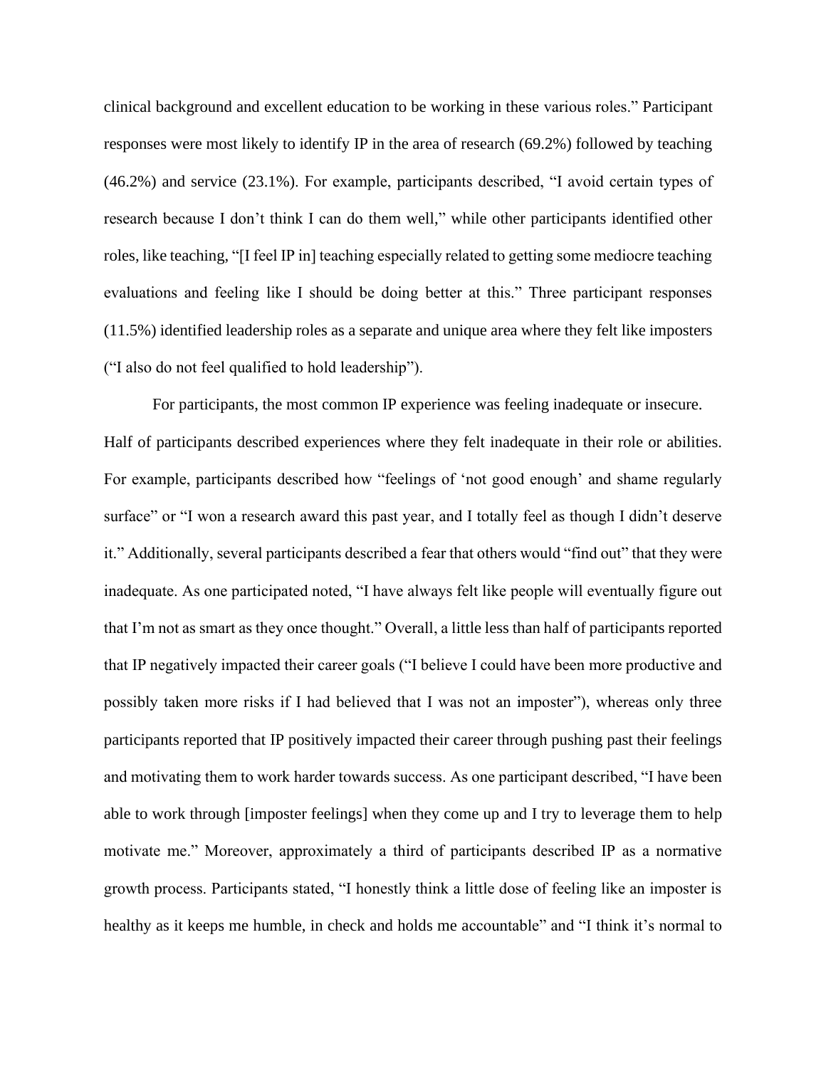clinical background and excellent education to be working in these various roles." Participant responses were most likely to identify IP in the area of research (69.2%) followed by teaching (46.2%) and service (23.1%). For example, participants described, "I avoid certain types of research because I don't think I can do them well," while other participants identified other roles, like teaching, "[I feel IP in] teaching especially related to getting some mediocre teaching evaluations and feeling like I should be doing better at this." Three participant responses (11.5%) identified leadership roles as a separate and unique area where they felt like imposters ("I also do not feel qualified to hold leadership").

For participants, the most common IP experience was feeling inadequate or insecure. Half of participants described experiences where they felt inadequate in their role or abilities. For example, participants described how "feelings of 'not good enough' and shame regularly surface" or "I won a research award this past year, and I totally feel as though I didn't deserve it." Additionally, several participants described a fear that others would "find out" that they were inadequate. As one participated noted, "I have always felt like people will eventually figure out that I'm not as smart as they once thought." Overall, a little less than half of participants reported that IP negatively impacted their career goals ("I believe I could have been more productive and possibly taken more risks if I had believed that I was not an imposter"), whereas only three participants reported that IP positively impacted their career through pushing past their feelings and motivating them to work harder towards success. As one participant described, "I have been able to work through [imposter feelings] when they come up and I try to leverage them to help motivate me." Moreover, approximately a third of participants described IP as a normative growth process. Participants stated, "I honestly think a little dose of feeling like an imposter is healthy as it keeps me humble, in check and holds me accountable" and "I think it's normal to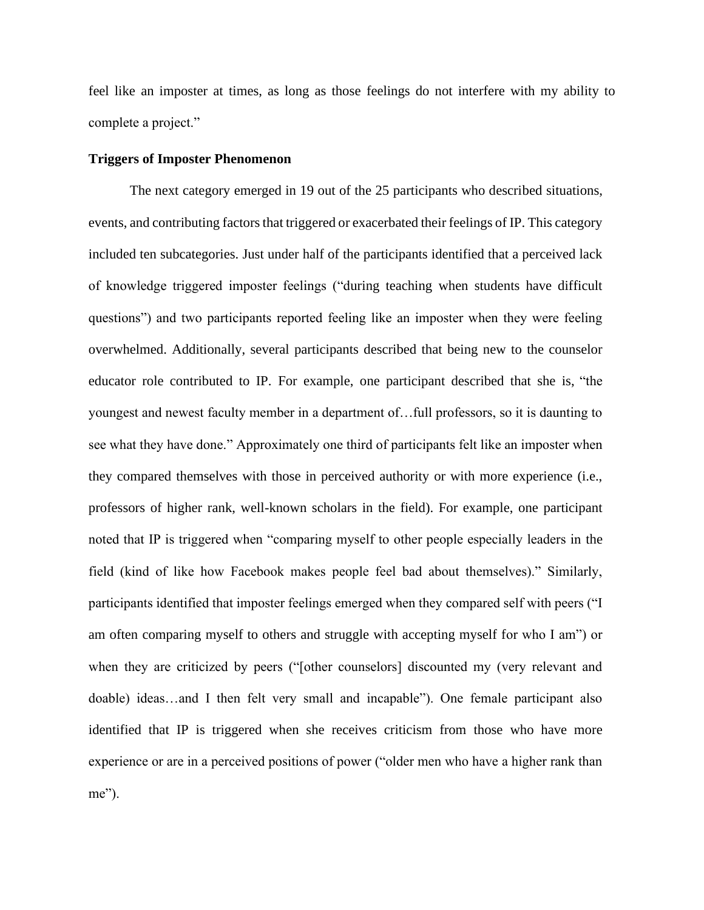feel like an imposter at times, as long as those feelings do not interfere with my ability to complete a project."

**Triggers of Imposter Phenomenon**

The next category emerged in 19 out of the 25 participants who described situations, events, and contributing factors that triggered or exacerbated their feelings of IP. This category included ten subcategories. Just under half of the participants identified that a perceived lack of knowledge triggered imposter feelings ("during teaching when students have difficult questions") and two participants reported feeling like an imposter when they were feeling overwhelmed. Additionally, several participants described that being new to the counselor educator role contributed to IP. For example, one participant described that she is, "the youngest and newest faculty member in a department of…full professors, so it is daunting to see what they have done." Approximately one third of participants felt like an imposter when they compared themselves with those in perceived authority or with more experience (i.e., professors of higher rank, well-known scholars in the field). For example, one participant noted that IP is triggered when "comparing myself to other people especially leaders in the field (kind of like how Facebook makes people feel bad about themselves)." Similarly, participants identified that imposter feelings emerged when they compared self with peers ("I am often comparing myself to others and struggle with accepting myself for who I am") or when they are criticized by peers ("[other counselors] discounted my (very relevant and doable) ideas…and I then felt very small and incapable"). One female participant also identified that IP is triggered when she receives criticism from those who have more experience or are in a perceived positions of power ("older men who have a higher rank than me").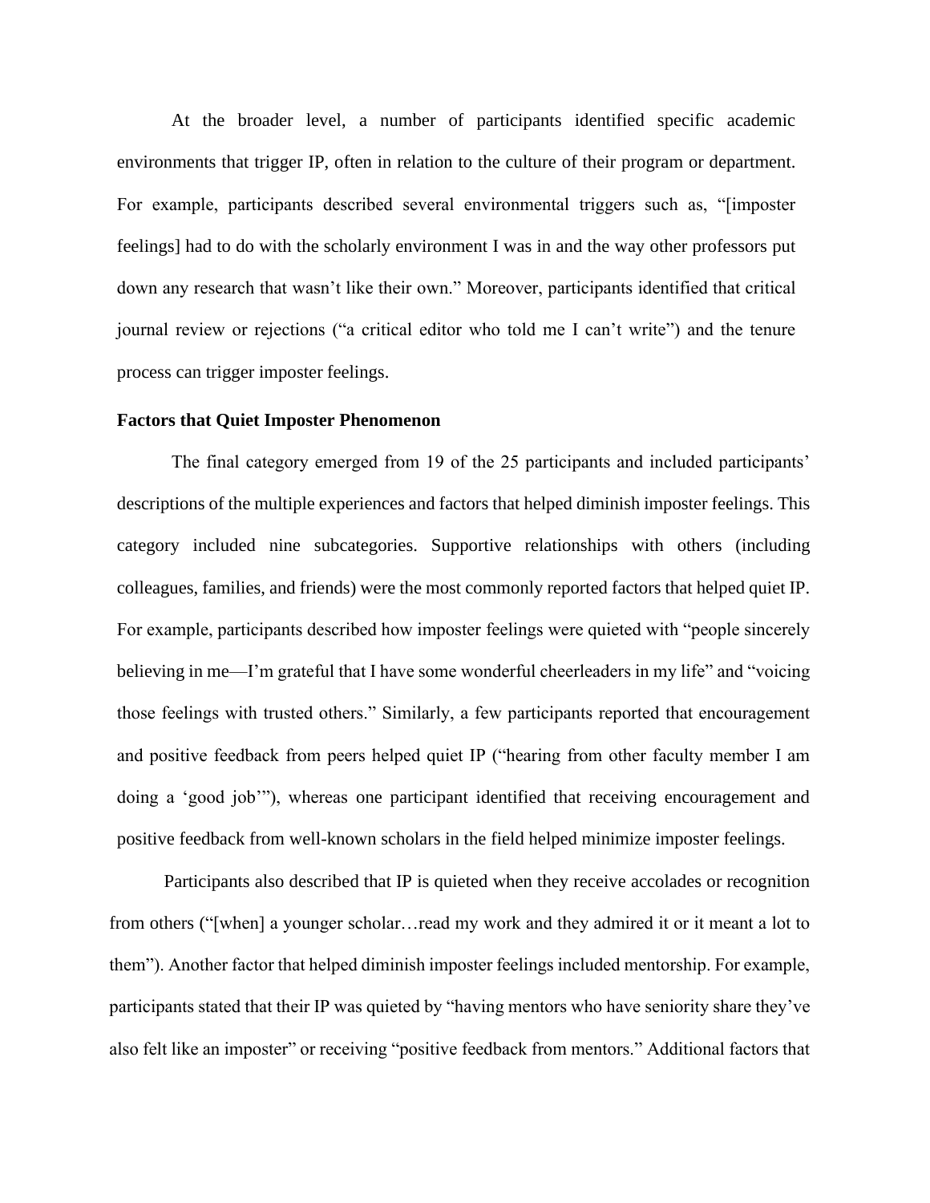At the broader level, a number of participants identified specific academic environments that trigger IP, often in relation to the culture of their program or department. For example, participants described several environmental triggers such as, "[imposter feelings] had to do with the scholarly environment I was in and the way other professors put down any research that wasn't like their own." Moreover, participants identified that critical journal review or rejections ("a critical editor who told me I can't write") and the tenure process can trigger imposter feelings.

**Factors that Quiet Imposter Phenomenon**

The final category emerged from 19 of the 25 participants and included participants' descriptions of the multiple experiences and factors that helped diminish imposter feelings. This category included nine subcategories. Supportive relationships with others (including colleagues, families, and friends) were the most commonly reported factors that helped quiet IP. For example, participants described how imposter feelings were quieted with "people sincerely believing in me—I'm grateful that I have some wonderful cheerleaders in my life" and "voicing those feelings with trusted others." Similarly, a few participants reported that encouragement and positive feedback from peers helped quiet IP ("hearing from other faculty member I am doing a 'good job'"), whereas one participant identified that receiving encouragement and positive feedback from well-known scholars in the field helped minimize imposter feelings.

Participants also described that IP is quieted when they receive accolades or recognition from others ("[when] a younger scholar…read my work and they admired it or it meant a lot to them"). Another factor that helped diminish imposter feelings included mentorship. For example, participants stated that their IP was quieted by "having mentors who have seniority share they've also felt like an imposter" or receiving "positive feedback from mentors." Additional factors that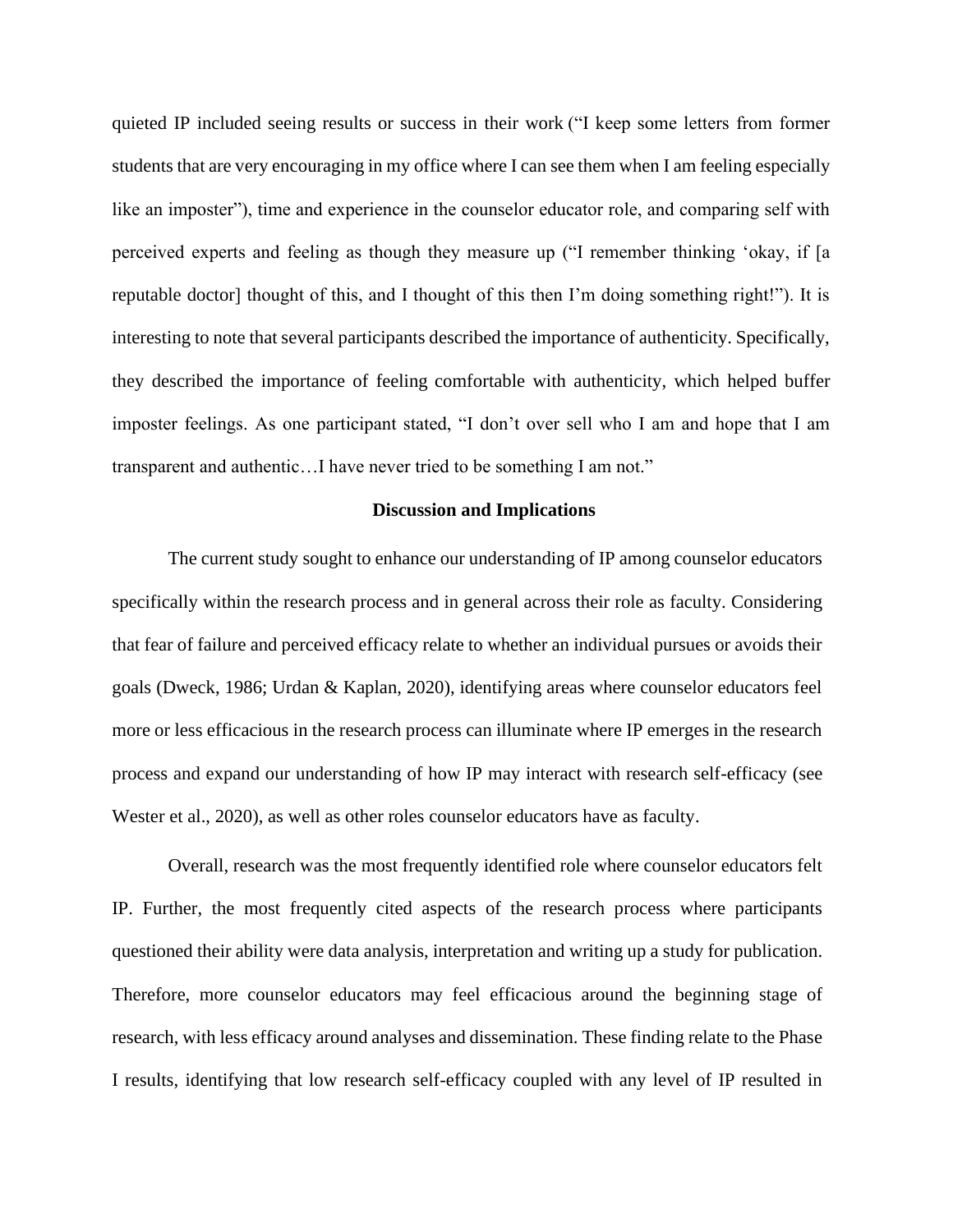quieted IP included seeing results or success in their work ("I keep some letters from former students that are very encouraging in my office where I can see them when I am feeling especially like an imposter"), time and experience in the counselor educator role, and comparing self with perceived experts and feeling as though they measure up ("I remember thinking 'okay, if [a reputable doctor] thought of this, and I thought of this then I'm doing something right!"). It is interesting to note that several participants described the importance of authenticity. Specifically, they described the importance of feeling comfortable with authenticity, which helped buffer imposter feelings. As one participant stated, "I don't over sell who I am and hope that I am transparent and authentic…I have never tried to be something I am not."

## Discussion and Implications

The current study sought to enhance our understanding of IP among counselor educators specifically within the research process and in general across their role as faculty. Considering that fear of failure and perceived efficacy relate to whether an individual pursues or avoids their goals (Dweck, 1986; Urdan & Kaplan, 2020), identifying areas where counselor educators feel more or less efficacious in the research process can illuminate where IP emerges in the research process and expand our understanding of how IP may interact with research self-efficacy (see Wester et al., 2020), as well as other roles counselor educators have as faculty.

Overall, research was the most frequently identified role where counselor educators felt IP. Further, the most frequently cited aspects of the research process where participants questioned their ability were data analysis, interpretation and writing up a study for publication. Therefore, more counselor educators may feel efficacious around the beginning stage of research, with less efficacy around analyses and dissemination. These finding relate to the Phase I results, identifying that low research self-efficacy coupled with any level of IP resulted in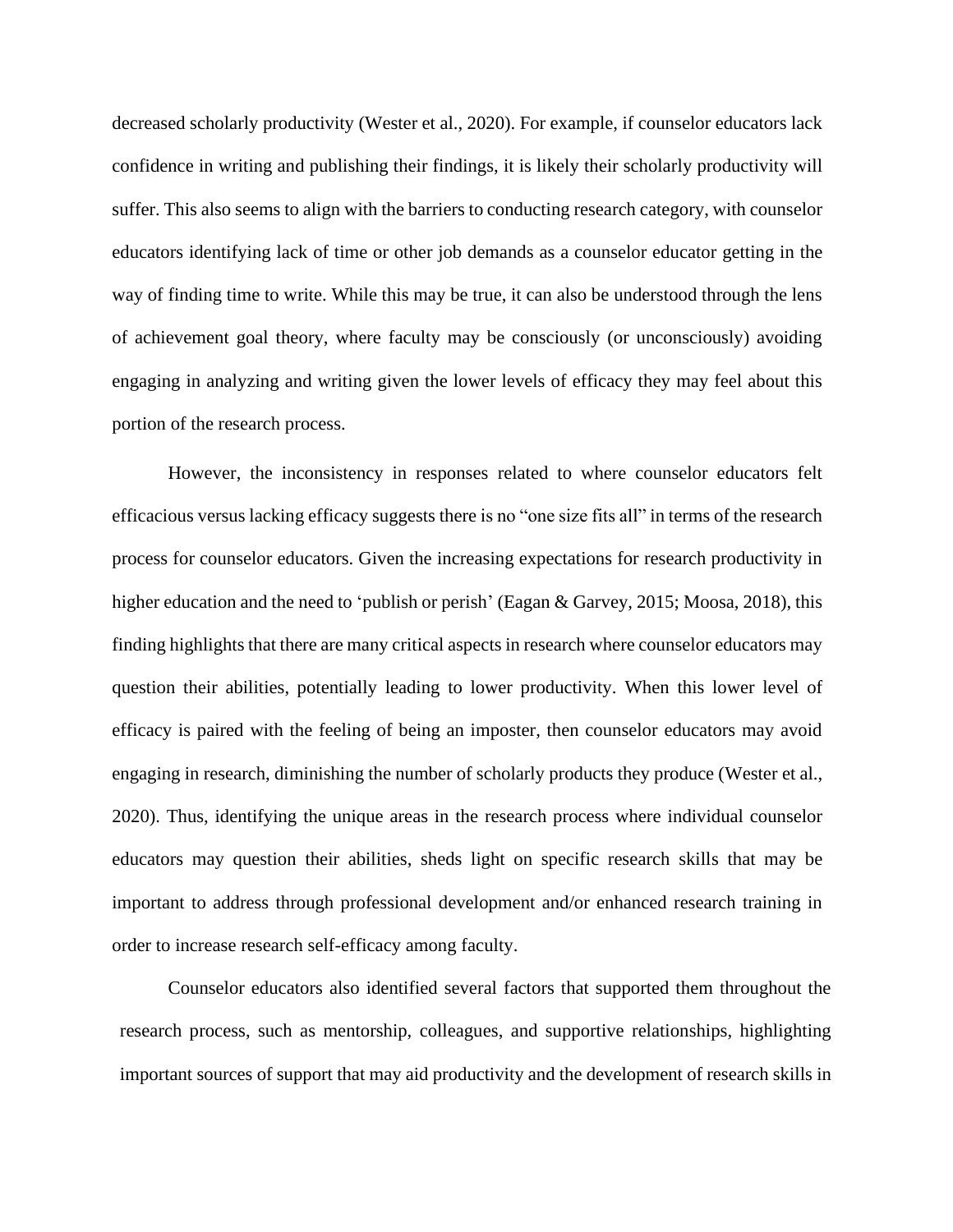decreased scholarly productivity (Wester et al., 2020). For example, if counselor educators lack confidence in writing and publishing their findings, it is likely their scholarly productivity will suffer. This also seems to align with the barriers to conducting research category, with counselor educators identifying lack of time or other job demands as a counselor educator getting in the way of finding time to write. While this may be true, it can also be understood through the lens of achievement goal theory, where faculty may be consciously (or unconsciously) avoiding engaging in analyzing and writing given the lower levels of efficacy they may feel about this portion of the research process.

However, the inconsistency in responses related to where counselor educators felt efficacious versus lacking efficacy suggests there is no "one size fits all" in terms of the research process for counselor educators. Given the increasing expectations for research productivity in higher education and the need to 'publish or perish' (Eagan & Garvey, 2015; Moosa, 2018), this finding highlights that there are many critical aspects in research where counselor educators may question their abilities, potentially leading to lower productivity. When this lower level of efficacy is paired with the feeling of being an imposter, then counselor educators may avoid engaging in research, diminishing the number of scholarly products they produce (Wester et al., 2020). Thus, identifying the unique areas in the research process where individual counselor educators may question their abilities, sheds light on specific research skills that may be important to address through professional development and/or enhanced research training in order to increase research self-efficacy among faculty.

Counselor educators also identified several factors that supported them throughout the research process, such as mentorship, colleagues, and supportive relationships, highlighting important sources of support that may aid productivity and the development of research skills in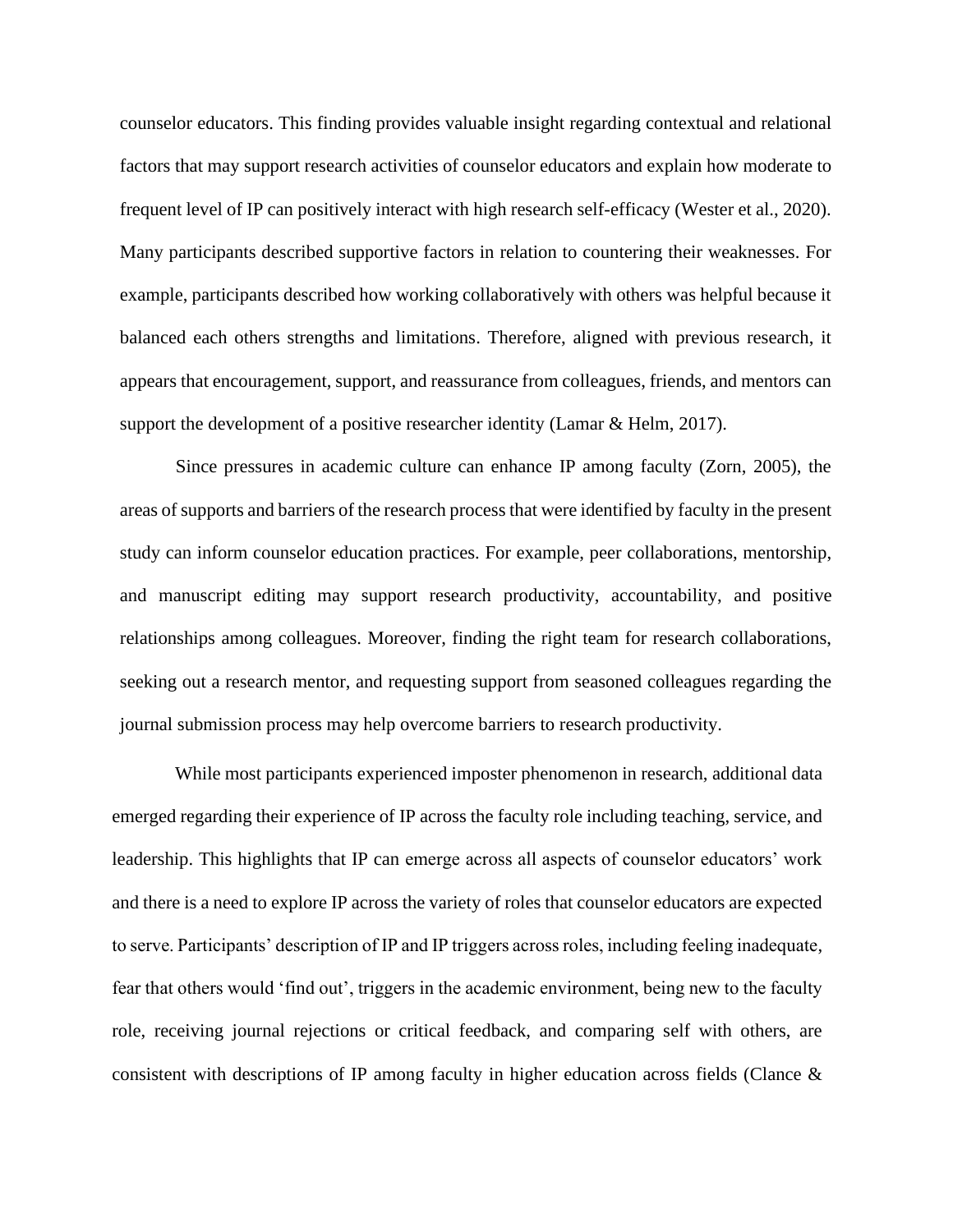counselor educators. This finding provides valuable insight regarding contextual and relational factors that may support research activities of counselor educators and explain how moderate to frequent level of IP can positively interact with high research self-efficacy (Wester et al., 2020). Many participants described supportive factors in relation to countering their weaknesses. For example, participants described how working collaboratively with others was helpful because it balanced each others strengths and limitations. Therefore, aligned with previous research, it appears that encouragement, support, and reassurance from colleagues, friends, and mentors can support the development of a positive researcher identity (Lamar & Helm, 2017).

Since pressures in academic culture can enhance IP among faculty (Zorn, 2005), the areas of supports and barriers of the research process that were identified by faculty in the present study can inform counselor education practices. For example, peer collaborations, mentorship, and manuscript editing may support research productivity, accountability, and positive relationships among colleagues. Moreover, finding the right team for research collaborations, seeking out a research mentor, and requesting support from seasoned colleagues regarding the journal submission process may help overcome barriers to research productivity.

While most participants experienced imposter phenomenon in research, additional data emerged regarding their experience of IP across the faculty role including teaching, service, and leadership. This highlights that IP can emerge across all aspects of counselor educators' work and there is a need to explore IP across the variety of roles that counselor educators are expected to serve. Participants' description of IP and IP triggers across roles, including feeling inadequate, fear that others would 'find out', triggers in the academic environment, being new to the faculty role, receiving journal rejections or critical feedback, and comparing self with others, are consistent with descriptions of IP among faculty in higher education across fields (Clance &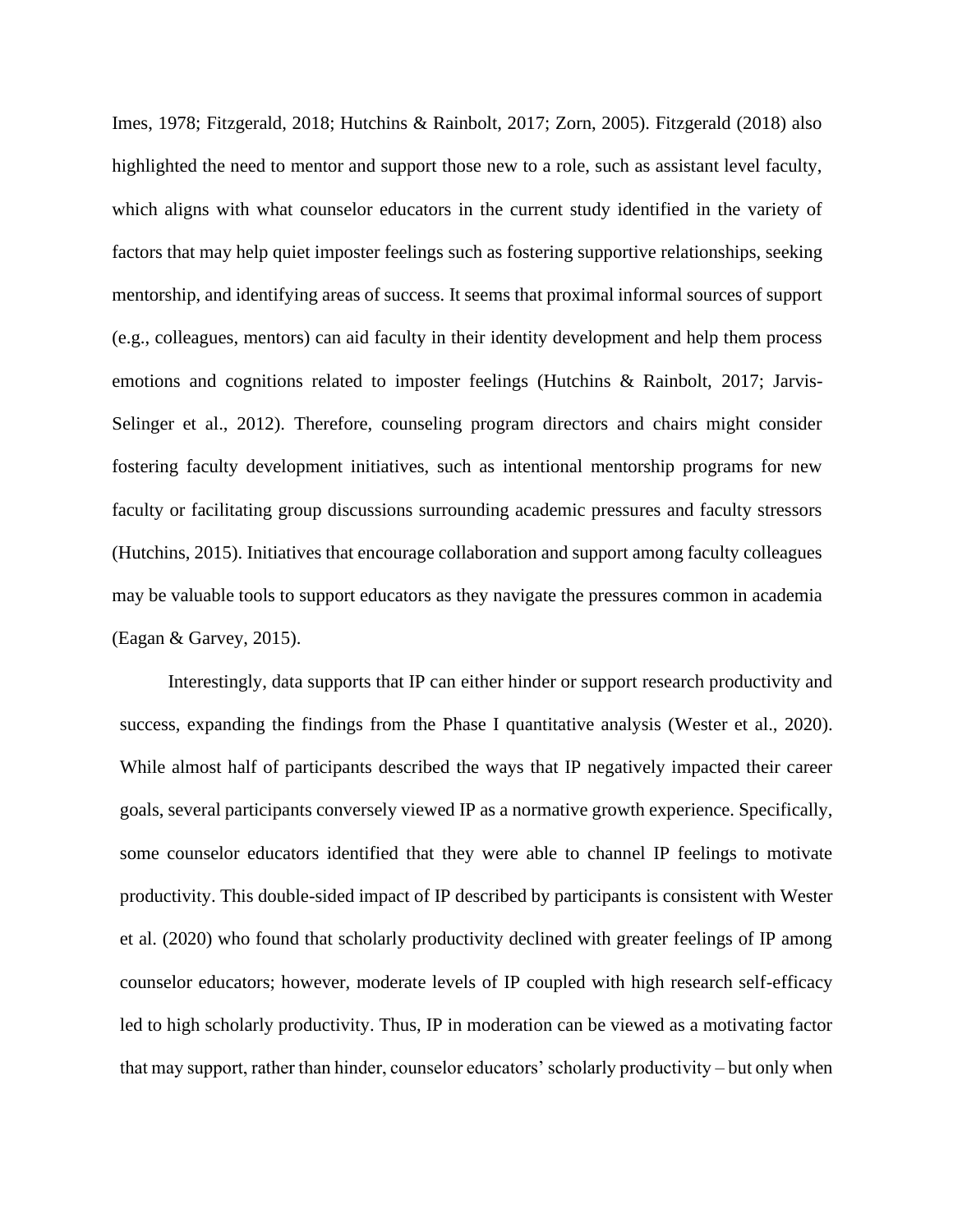Imes, 1978; Fitzgerald, 2018; Hutchins & Rainbolt, 2017; Zorn, 2005). Fitzgerald (2018) also highlighted the need to mentor and support those new to a role, such as assistant level faculty, which aligns with what counselor educators in the current study identified in the variety of factors that may help quiet imposter feelings such as fostering supportive relationships, seeking mentorship, and identifying areas of success. It seems that proximal informal sources of support (e.g., colleagues, mentors) can aid faculty in their identity development and help them process emotions and cognitions related to imposter feelings (Hutchins & Rainbolt, 2017; Jarvis-Selinger et al., 2012). Therefore, counseling program directors and chairs might consider fostering faculty development initiatives, such as intentional mentorship programs for new faculty or facilitating group discussions surrounding academic pressures and faculty stressors (Hutchins, 2015). Initiatives that encourage collaboration and support among faculty colleagues may be valuable tools to support educators as they navigate the pressures common in academia (Eagan & Garvey, 2015).

Interestingly, data supports that IP can either hinder or support research productivity and success, expanding the findings from the Phase I quantitative analysis (Wester et al., 2020). While almost half of participants described the ways that IP negatively impacted their career goals, several participants conversely viewed IP as a normative growth experience. Specifically, some counselor educators identified that they were able to channel IP feelings to motivate productivity. This double-sided impact of IP described by participants is consistent with Wester et al. (2020) who found that scholarly productivity declined with greater feelings of IP among counselor educators; however, moderate levels of IP coupled with high research self-efficacy led to high scholarly productivity. Thus, IP in moderation can be viewed as a motivating factor that may support, rather than hinder, counselor educators' scholarly productivity – but only when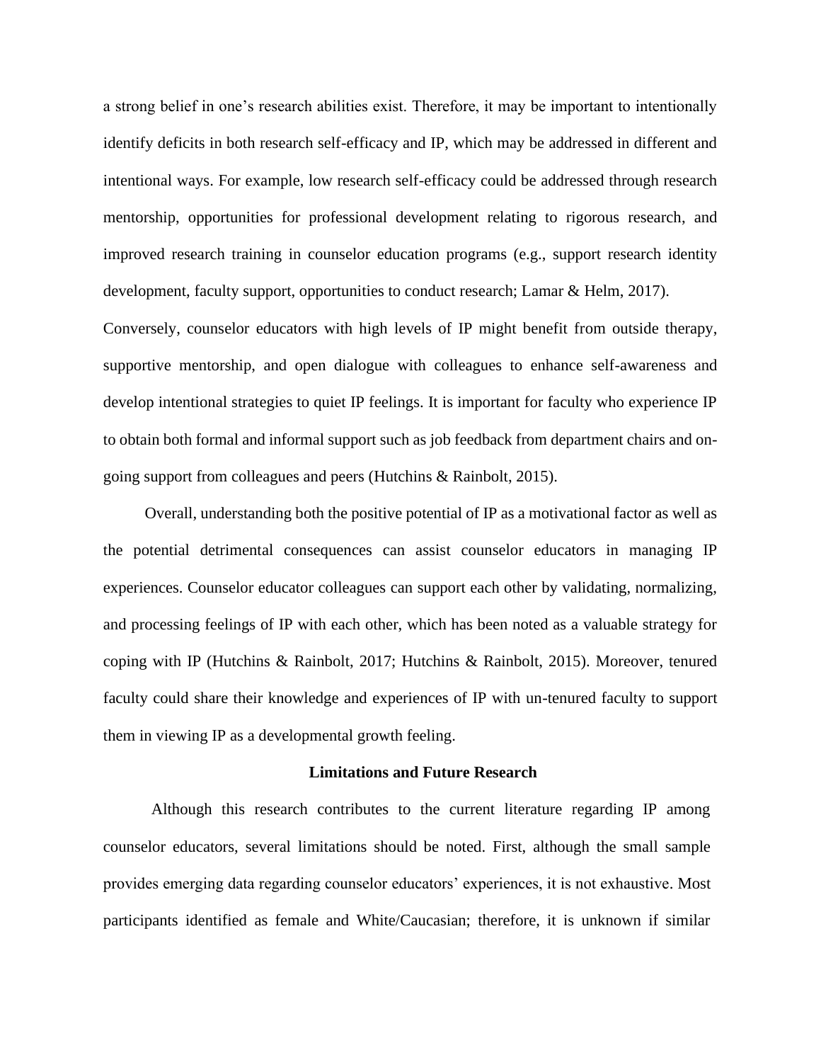a strong belief in one's research abilities exist. Therefore, it may be important to intentionally identify deficits in both research self-efficacy and IP, which may be addressed in different and intentional ways. For example, low research self-efficacy could be addressed through research mentorship, opportunities for professional development relating to rigorous research, and improved research training in counselor education programs (e.g., support research identity development, faculty support, opportunities to conduct research; Lamar & Helm, 2017). Conversely, counselor educators with high levels of IP might benefit from outside therapy, supportive mentorship, and open dialogue with colleagues to enhance self-awareness and develop intentional strategies to quiet IP feelings. It is important for faculty who experience IP to obtain both formal and informal support such as job feedback from department chairs and on-going support from colleagues and peers (Hutchins & Rainbolt, 2015).

Overall, understanding both the positive potential of IP as a motivational factor as well as the potential detrimental consequences can assist counselor educators in managing IP experiences. Counselor educator colleagues can support each other by validating, normalizing, and processing feelings of IP with each other, which has been noted as a valuable strategy for coping with IP (Hutchins & Rainbolt, 2017; Hutchins & Rainbolt, 2015). Moreover, tenured faculty could share their knowledge and experiences of IP with un-tenured faculty to support them in viewing IP as a developmental growth feeling.

## Limitations and Future Research

Although this research contributes to the current literature regarding IP among counselor educators, several limitations should be noted. First, although the small sample provides emerging data regarding counselor educators' experiences, it is not exhaustive. Most participants identified as female and White/Caucasian; therefore, it is unknown if similar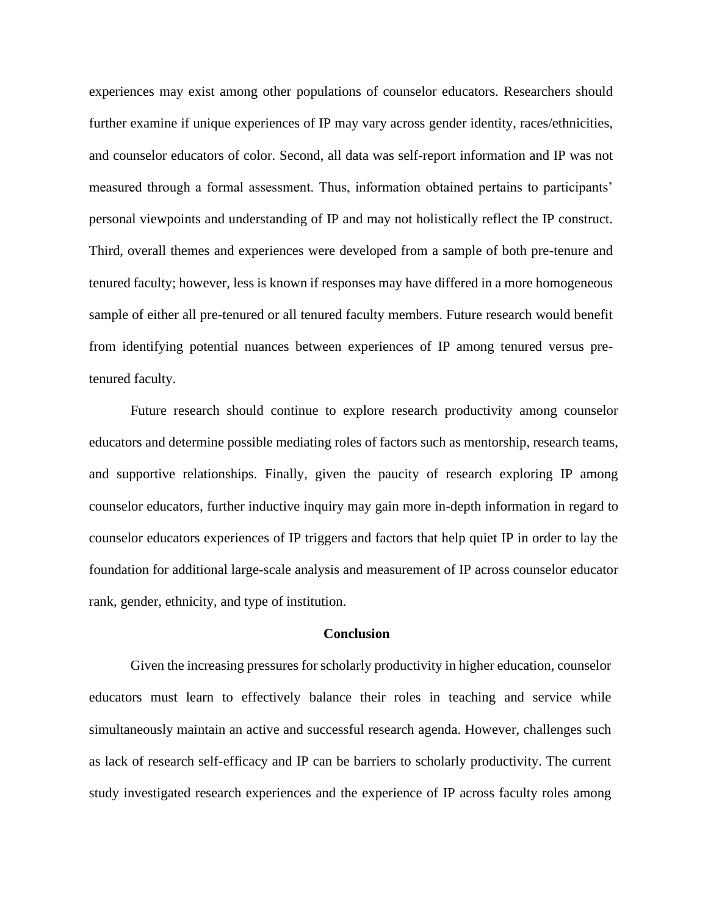experiences may exist among other populations of counselor educators. Researchers should further examine if unique experiences of IP may vary across gender identity, races/ethnicities, and counselor educators of color. Second, all data was self-report information and IP was not measured through a formal assessment. Thus, information obtained pertains to participants' personal viewpoints and understanding of IP and may not holistically reflect the IP construct. Third, overall themes and experiences were developed from a sample of both pre-tenure and tenured faculty; however, less is known if responses may have differed in a more homogeneous sample of either all pre-tenured or all tenured faculty members. Future research would benefit from identifying potential nuances between experiences of IP among tenured versus pre-tenured faculty.

Future research should continue to explore research productivity among counselor educators and determine possible mediating roles of factors such as mentorship, research teams, and supportive relationships. Finally, given the paucity of research exploring IP among counselor educators, further inductive inquiry may gain more in-depth information in regard to counselor educators experiences of IP triggers and factors that help quiet IP in order to lay the foundation for additional large-scale analysis and measurement of IP across counselor educator rank, gender, ethnicity, and type of institution.

## Conclusion

Given the increasing pressures for scholarly productivity in higher education, counselor educators must learn to effectively balance their roles in teaching and service while simultaneously maintain an active and successful research agenda. However, challenges such as lack of research self-efficacy and IP can be barriers to scholarly productivity. The current study investigated research experiences and the experience of IP across faculty roles among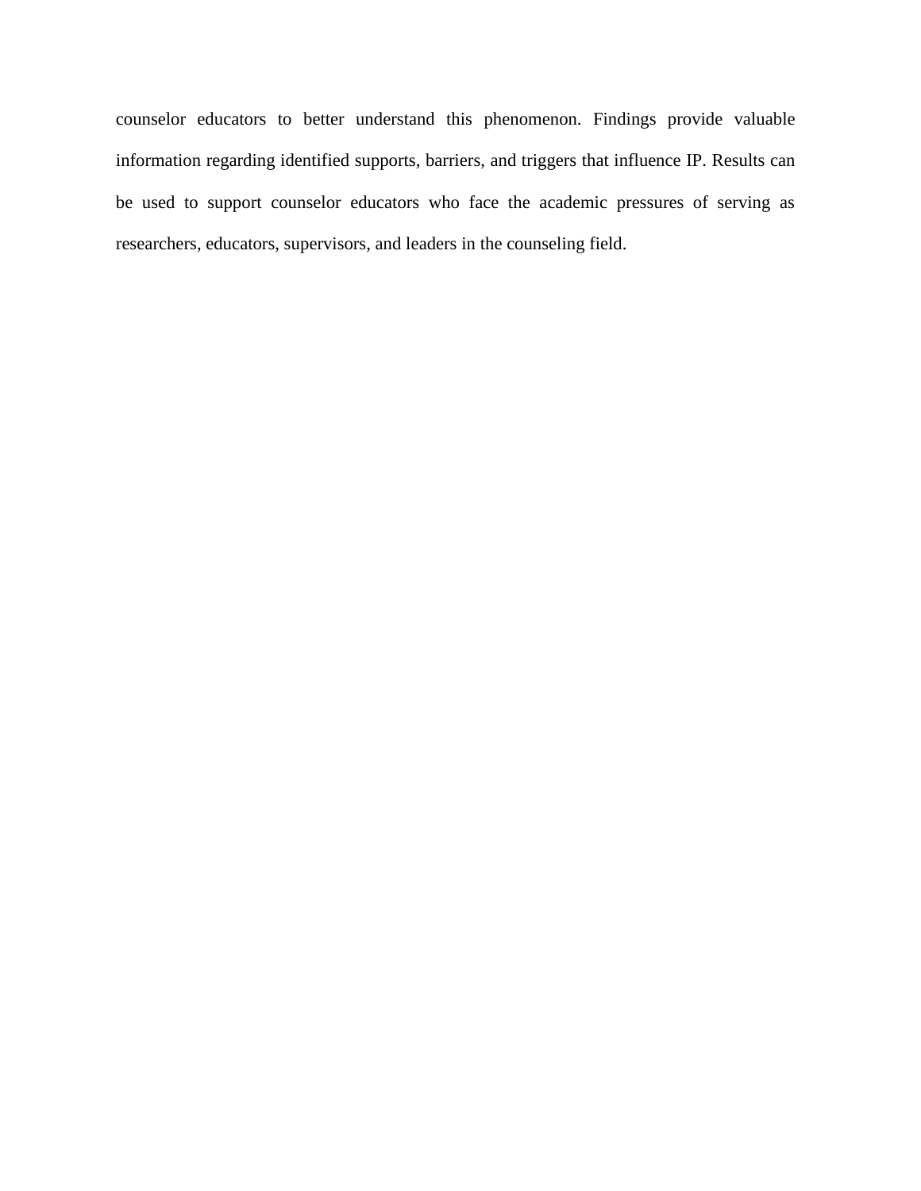counselor educators to better understand this phenomenon. Findings provide valuable information regarding identified supports, barriers, and triggers that influence IP. Results can be used to support counselor educators who face the academic pressures of serving as researchers, educators, supervisors, and leaders in the counseling field.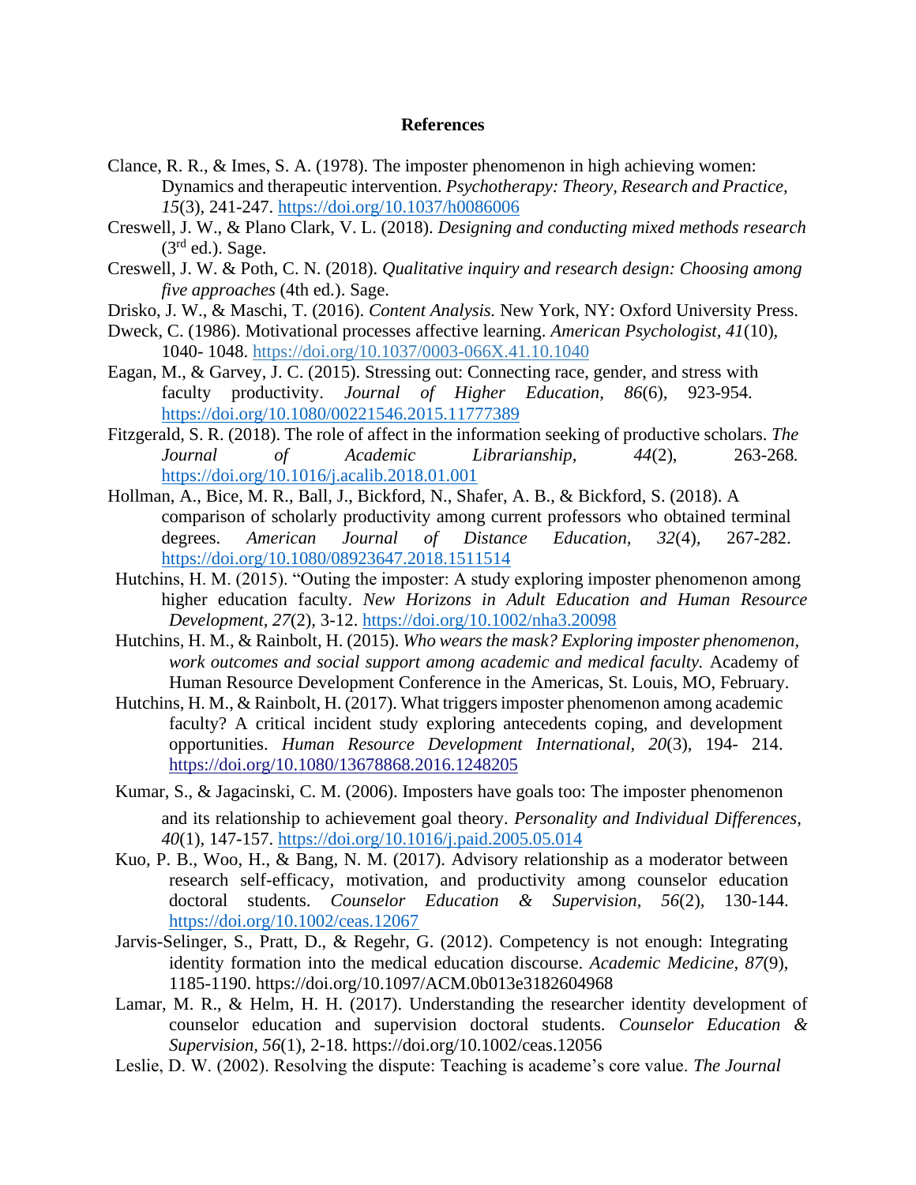**References**

Clance, R. R., & Imes, S. A. (1978). The imposter phenomenon in high achieving women: Dynamics and therapeutic intervention. *Psychotherapy: Theory, Research and Practice, 15*(3), 241-247. https://doi.org/10.1037/h0086006

Creswell, J. W., & Plano Clark, V. L. (2018). *Designing and conducting mixed methods research* (3rd ed.). Sage.

Creswell, J. W. & Poth, C. N. (2018). *Qualitative inquiry and research design: Choosing among five approaches* (4th ed.). Sage.

Drisko, J. W., & Maschi, T. (2016). *Content Analysis.* New York, NY: Oxford University Press.

Dweck, C. (1986). Motivational processes affective learning. *American Psychologist, 41*(10), 1040- 1048. https://doi.org/10.1037/0003-066X.41.10.1040

Eagan, M., & Garvey, J. C. (2015). Stressing out: Connecting race, gender, and stress with faculty productivity. *Journal of Higher Education, 86*(6), 923-954. https://doi.org/10.1080/00221546.2015.11777389

Fitzgerald, S. R. (2018). The role of affect in the information seeking of productive scholars. *The Journal of Academic Librarianship, 44*(2), 263-268. https://doi.org/10.1016/j.acalib.2018.01.001

Hollman, A., Bice, M. R., Ball, J., Bickford, N., Shafer, A. B., & Bickford, S. (2018). A comparison of scholarly productivity among current professors who obtained terminal degrees. *American Journal of Distance Education, 32*(4), 267-282. https://doi.org/10.1080/08923647.2018.1511514

Hutchins, H. M. (2015). "Outing the imposter: A study exploring imposter phenomenon among higher education faculty. *New Horizons in Adult Education and Human Resource Development, 27*(2), 3-12. https://doi.org/10.1002/nha3.20098

Hutchins, H. M., & Rainbolt, H. (2015). *Who wears the mask? Exploring imposter phenomenon, work outcomes and social support among academic and medical faculty.* Academy of Human Resource Development Conference in the Americas, St. Louis, MO, February.

Hutchins, H. M., & Rainbolt, H. (2017). What triggers imposter phenomenon among academic faculty? A critical incident study exploring antecedents coping, and development opportunities. *Human Resource Development International, 20*(3), 194- 214. https://doi.org/10.1080/13678868.2016.1248205

Kumar, S., & Jagacinski, C. M. (2006). Imposters have goals too: The imposter phenomenon and its relationship to achievement goal theory. *Personality and Individual Differences, 40*(1), 147-157. https://doi.org/10.1016/j.paid.2005.05.014

Kuo, P. B., Woo, H., & Bang, N. M. (2017). Advisory relationship as a moderator between research self-efficacy, motivation, and productivity among counselor education doctoral students. *Counselor Education & Supervision, 56*(2), 130-144. https://doi.org/10.1002/ceas.12067

Jarvis-Selinger, S., Pratt, D., & Regehr, G. (2012). Competency is not enough: Integrating identity formation into the medical education discourse. *Academic Medicine, 87*(9), 1185-1190. https://doi.org/10.1097/ACM.0b013e3182604968

Lamar, M. R., & Helm, H. H. (2017). Understanding the researcher identity development of counselor education and supervision doctoral students. *Counselor Education & Supervision, 56*(1), 2-18. https://doi.org/10.1002/ceas.12056

Leslie, D. W. (2002). Resolving the dispute: Teaching is academe's core value. *The Journal*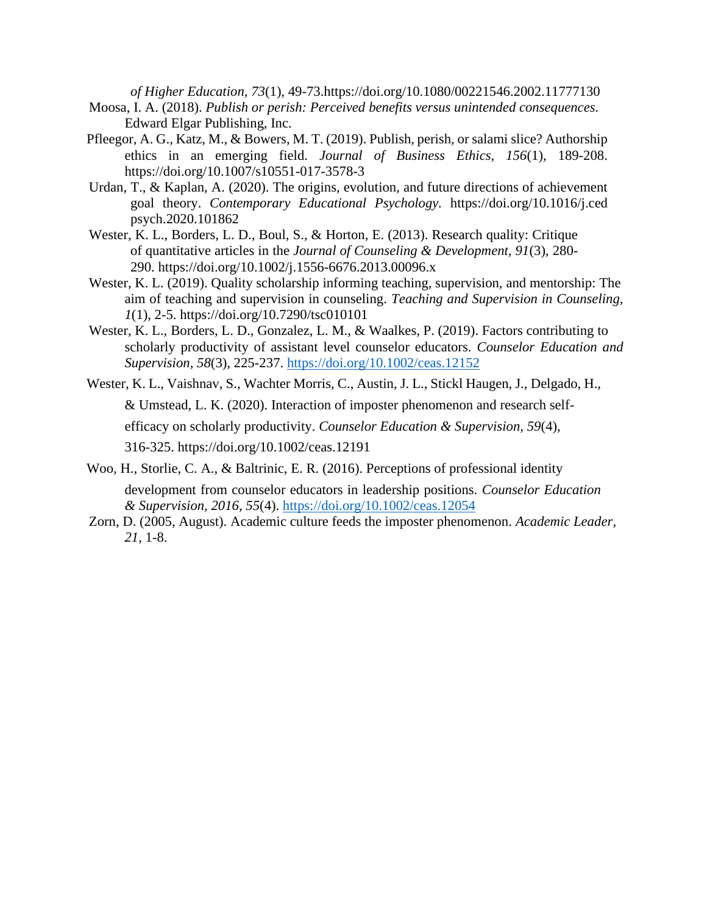*of Higher Education*, *73*(1), 49-73.https://doi.org/10.1080/00221546.2002.11777130

Moosa, I. A. (2018). *Publish or perish: Perceived benefits versus unintended consequences.* Edward Elgar Publishing, Inc.

Pfleegor, A. G., Katz, M., & Bowers, M. T. (2019). Publish, perish, or salami slice? Authorship ethics in an emerging field. *Journal of Business Ethics*, *156*(1), 189-208. https://doi.org/10.1007/s10551-017-3578-3

Urdan, T., & Kaplan, A. (2020). The origins, evolution, and future directions of achievement goal theory. *Contemporary Educational Psychology*. https://doi.org/10.1016/j.cedpsych.2020.101862

Wester, K. L., Borders, L. D., Boul, S., & Horton, E. (2013). Research quality: Critique of quantitative articles in the *Journal of Counseling & Development*, *91*(3), 280-290. https://doi.org/10.1002/j.1556-6676.2013.00096.x

Wester, K. L. (2019). Quality scholarship informing teaching, supervision, and mentorship: The aim of teaching and supervision in counseling. *Teaching and Supervision in Counseling*, *1*(1), 2-5. https://doi.org/10.7290/tsc010101

Wester, K. L., Borders, L. D., Gonzalez, L. M., & Waalkes, P. (2019). Factors contributing to scholarly productivity of assistant level counselor educators. *Counselor Education and Supervision*, *58*(3), 225-237. https://doi.org/10.1002/ceas.12152

Wester, K. L., Vaishnav, S., Wachter Morris, C., Austin, J. L., Stickl Haugen, J., Delgado, H., & Umstead, L. K. (2020). Interaction of imposter phenomenon and research self-efficacy on scholarly productivity. *Counselor Education & Supervision*, *59*(4), 316-325. https://doi.org/10.1002/ceas.12191

Woo, H., Storlie, C. A., & Baltrinic, E. R. (2016). Perceptions of professional identity development from counselor educators in leadership positions. *Counselor Education & Supervision*, *2016*, *55*(4). https://doi.org/10.1002/ceas.12054

Zorn, D. (2005, August). Academic culture feeds the imposter phenomenon. *Academic Leader*, *21*, 1-8.